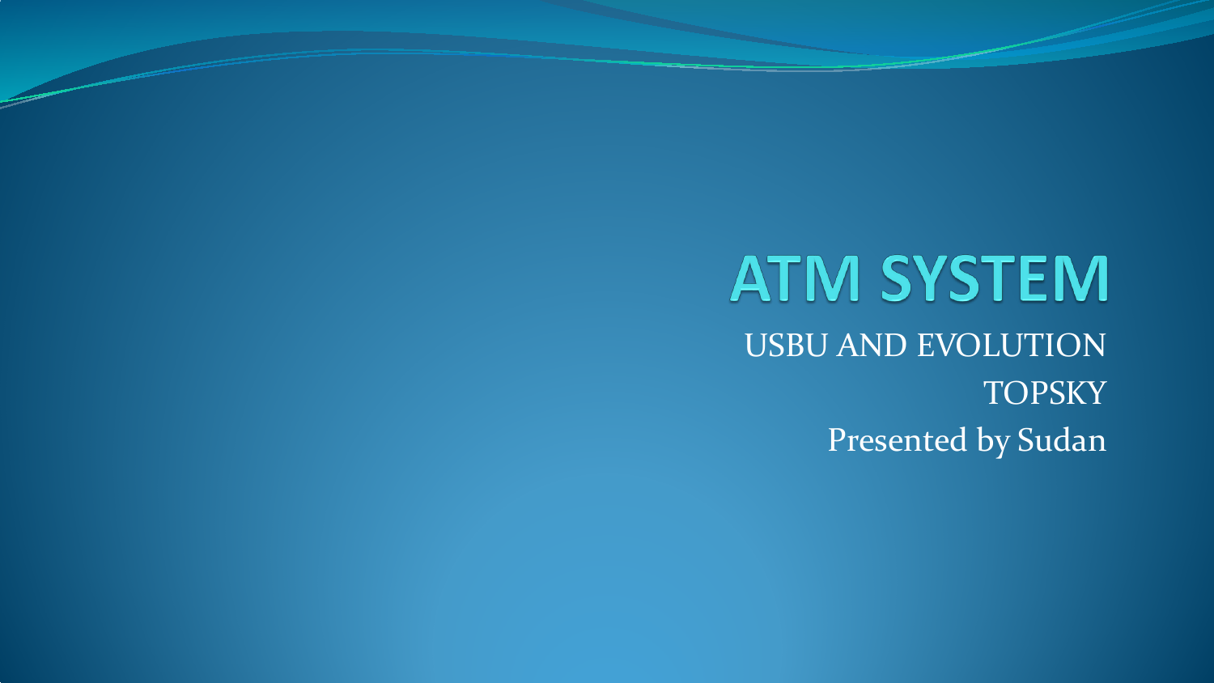# ATM SYSTEM

USBU AND EVOLUTION

TOPSKY

Presented by Sudan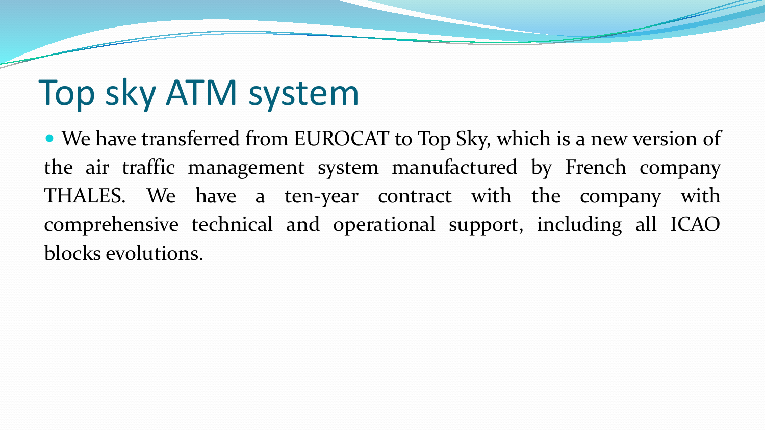# Top sky ATM system

- We have transferred from EUROCAT to Top Sky, which is a new version of the air traffic management system manufactured by French company THALES. We have a ten-year contract with the company with comprehensive technical and operational support, including all ICAO blocks evolutions.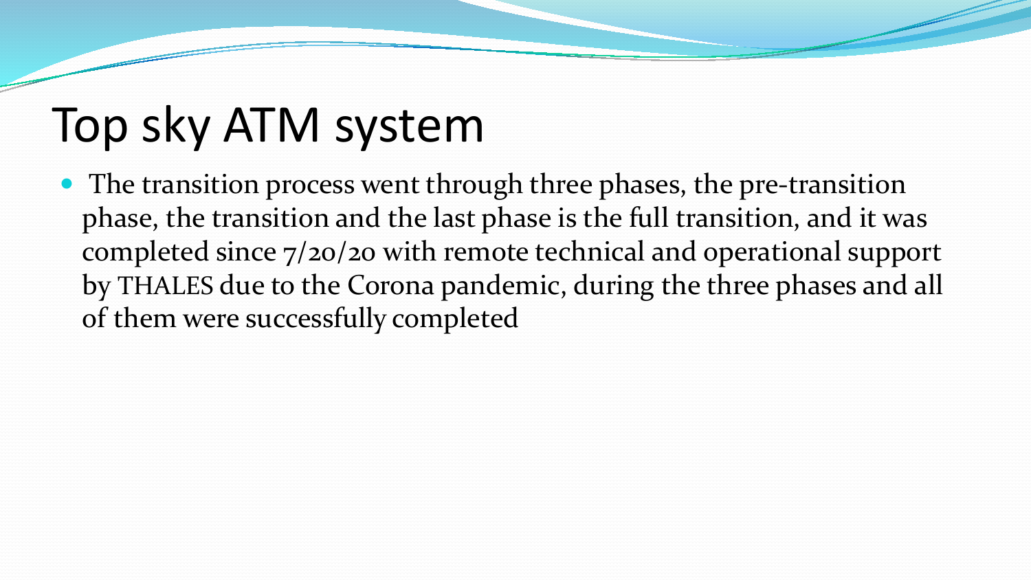# Top sky ATM system

- The transition process went through three phases, the pre-transition phase, the transition and the last phase is the full transition, and it was completed since 7/20/20 with remote technical and operational support by THALES due to the Corona pandemic, during the three phases and all of them were successfully completed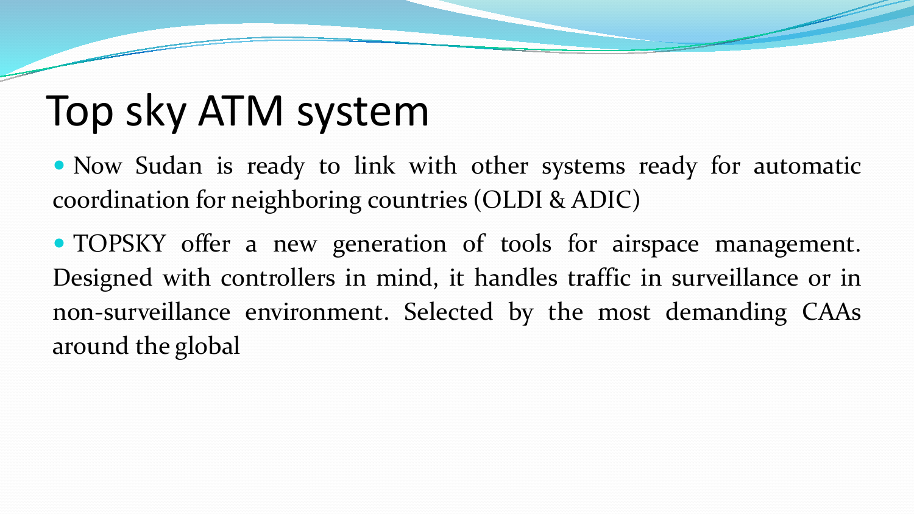# Top sky ATM system

- Now Sudan is ready to link with other systems ready for automatic coordination for neighboring countries (OLDI & ADIC)
- TOPSKY offer a new generation of tools for airspace management. Designed with controllers in mind, it handles traffic in surveillance or in non-surveillance environment. Selected by the most demanding CAAs around the global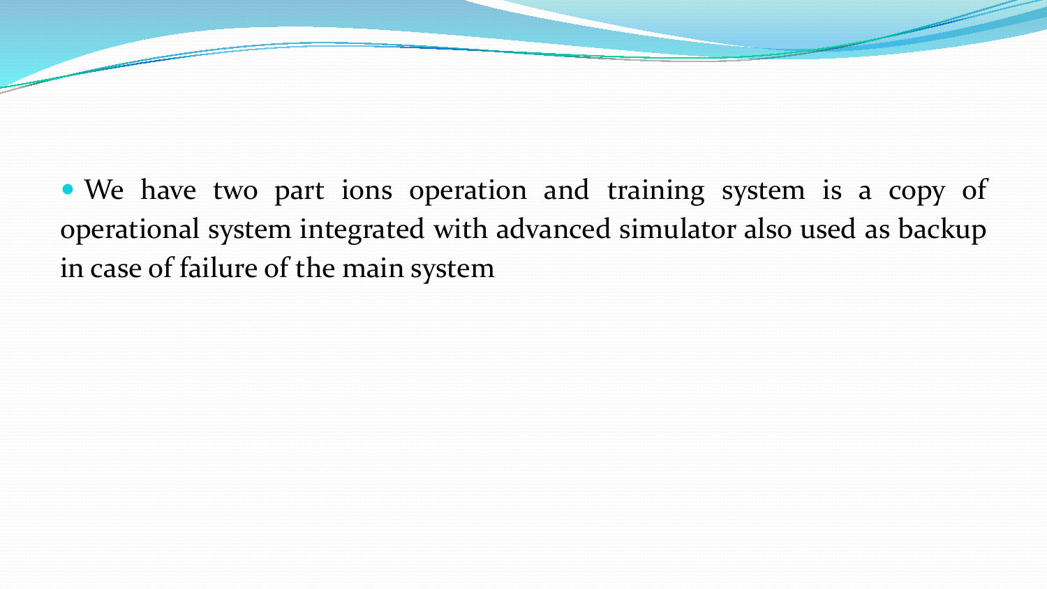- We have two part ions operation and training system is a copy of operational system integrated with advanced simulator also used as backup in case of failure of the main system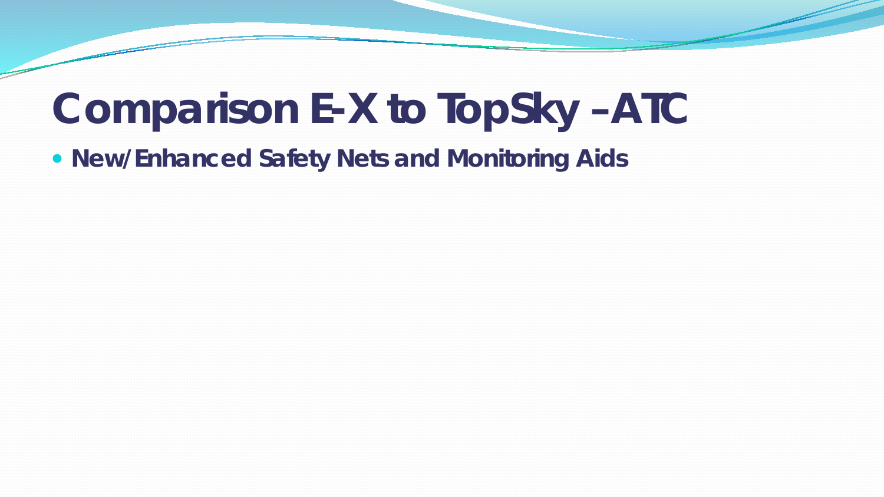# Comparison E-X to TopSky – ATC

- **New/Enhanced Safety Nets and Monitoring Aids**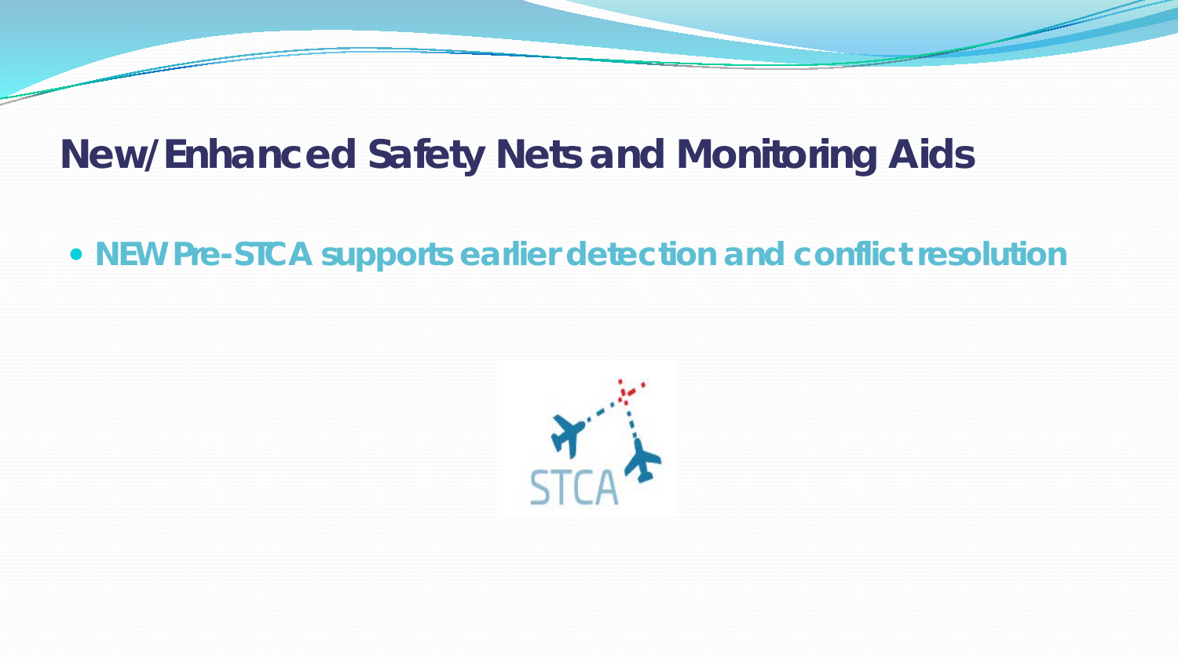# New/Enhanced Safety Nets and Monitoring Aids

- NEW Pre-STCA supports earlier detection and conflict resolution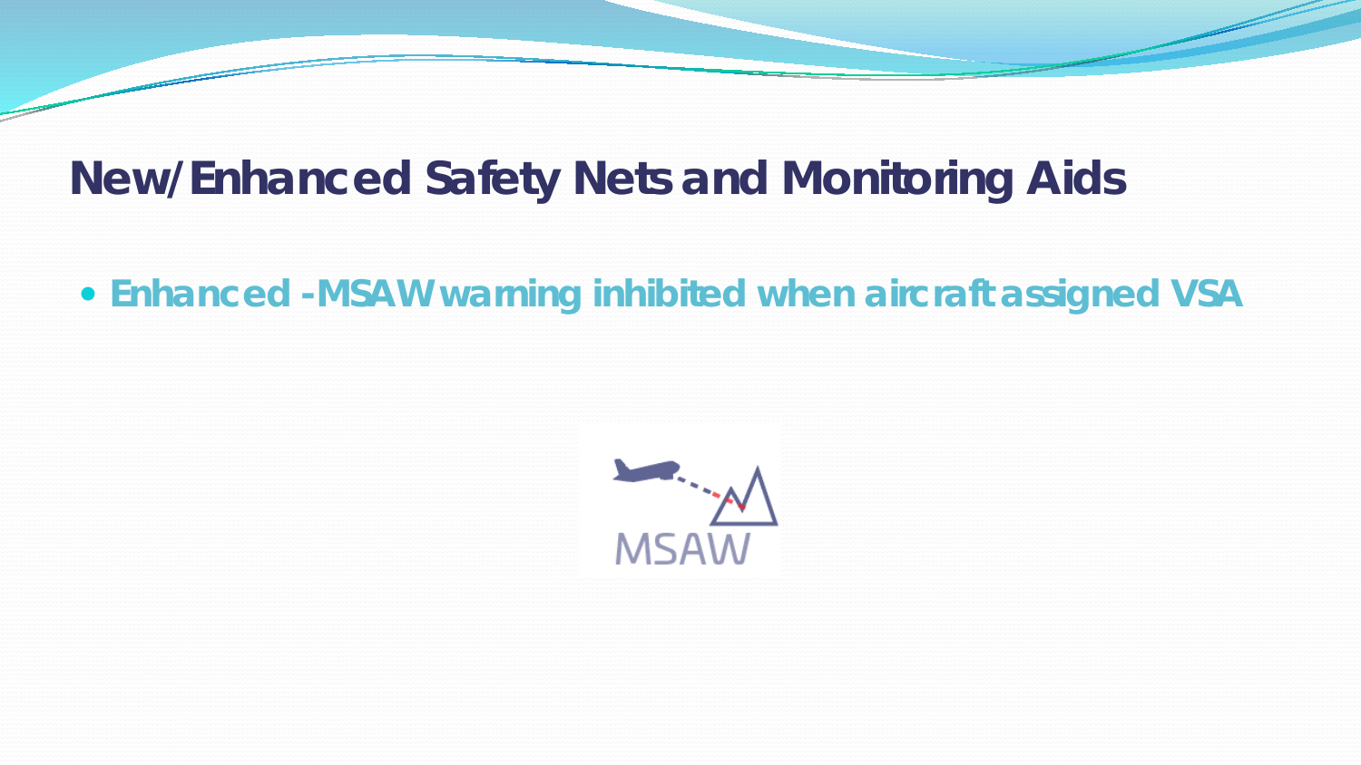# New/Enhanced Safety Nets and Monitoring Aids

- Enhanced - MSAW warning inhibited when aircraft assigned VSA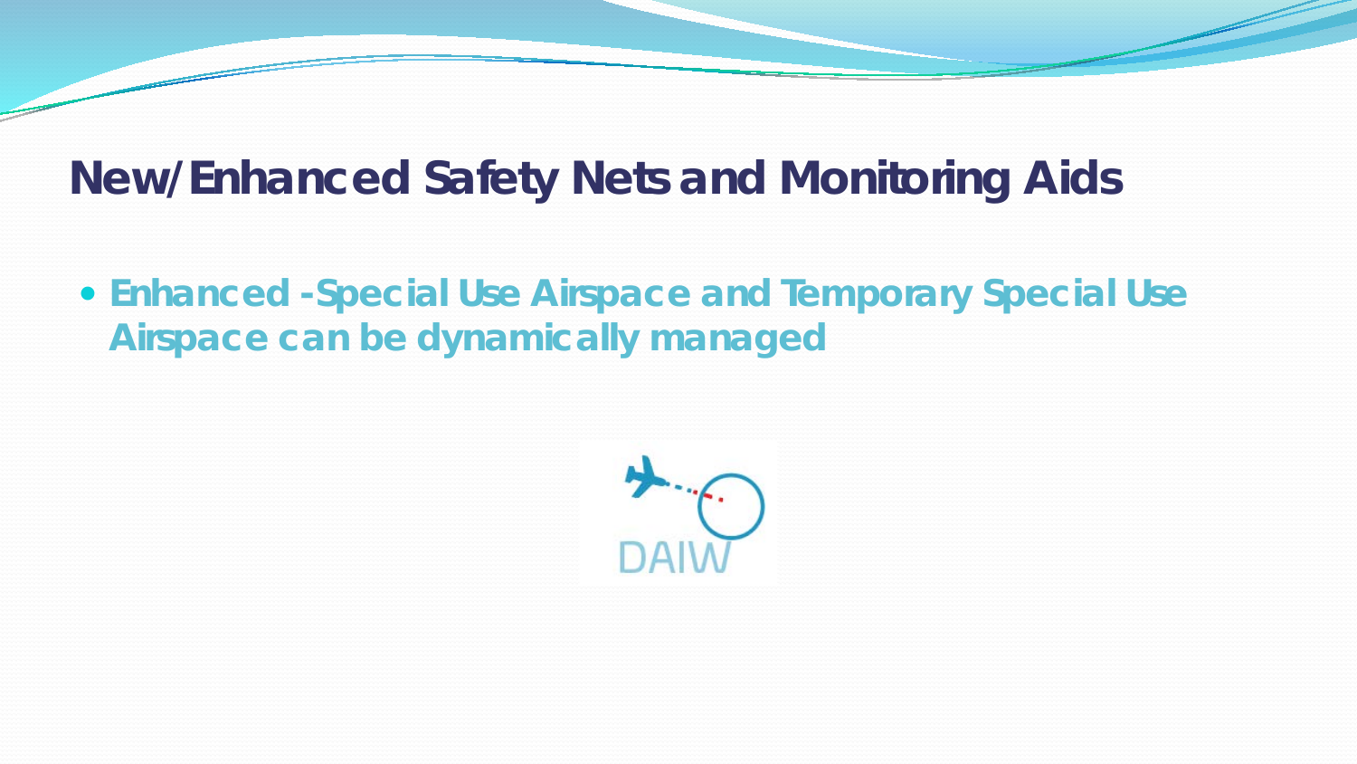# New/Enhanced Safety Nets and Monitoring Aids

- Enhanced -Special Use Airspace and Temporary Special Use Airspace can be dynamically managed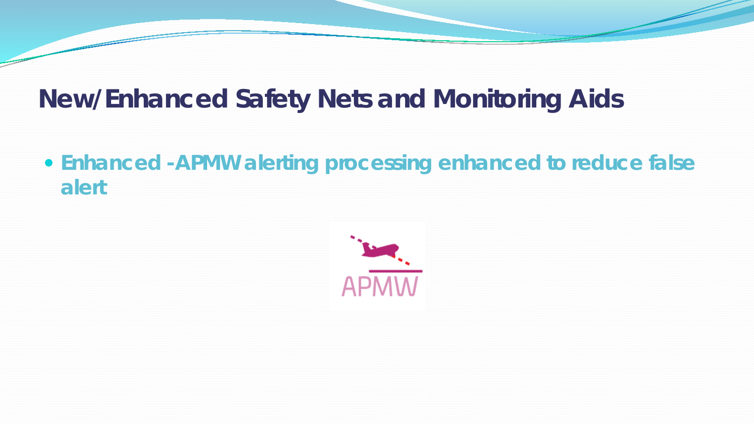# New/Enhanced Safety Nets and Monitoring Aids

- **Enhanced -APMW alerting processing enhanced to reduce false alert**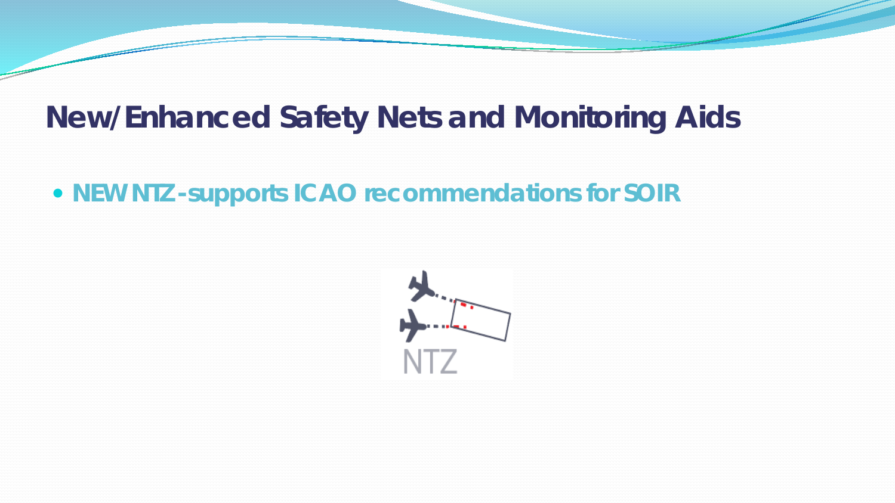# New/Enhanced Safety Nets and Monitoring Aids

- NEW NTZ - supports ICAO recommendations for SOIR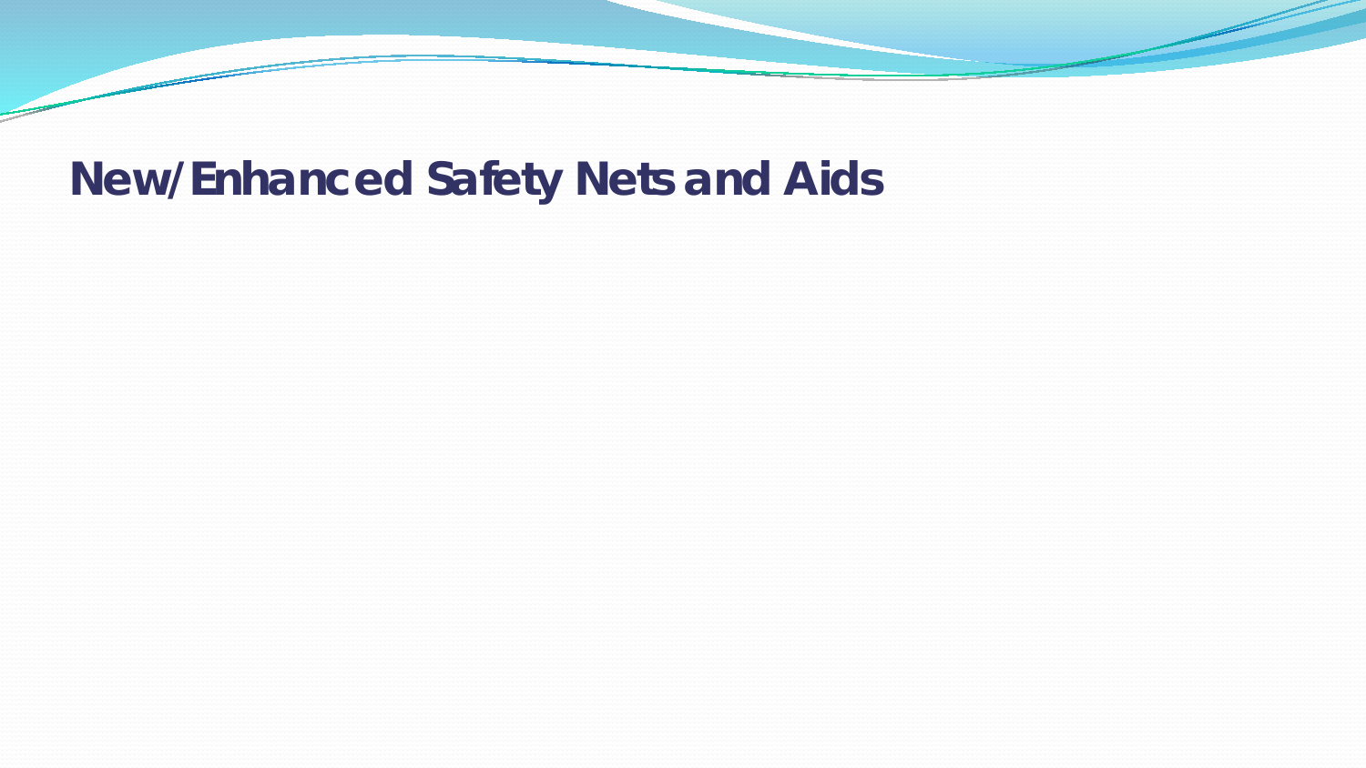# New/Enhanced Safety Nets and Aids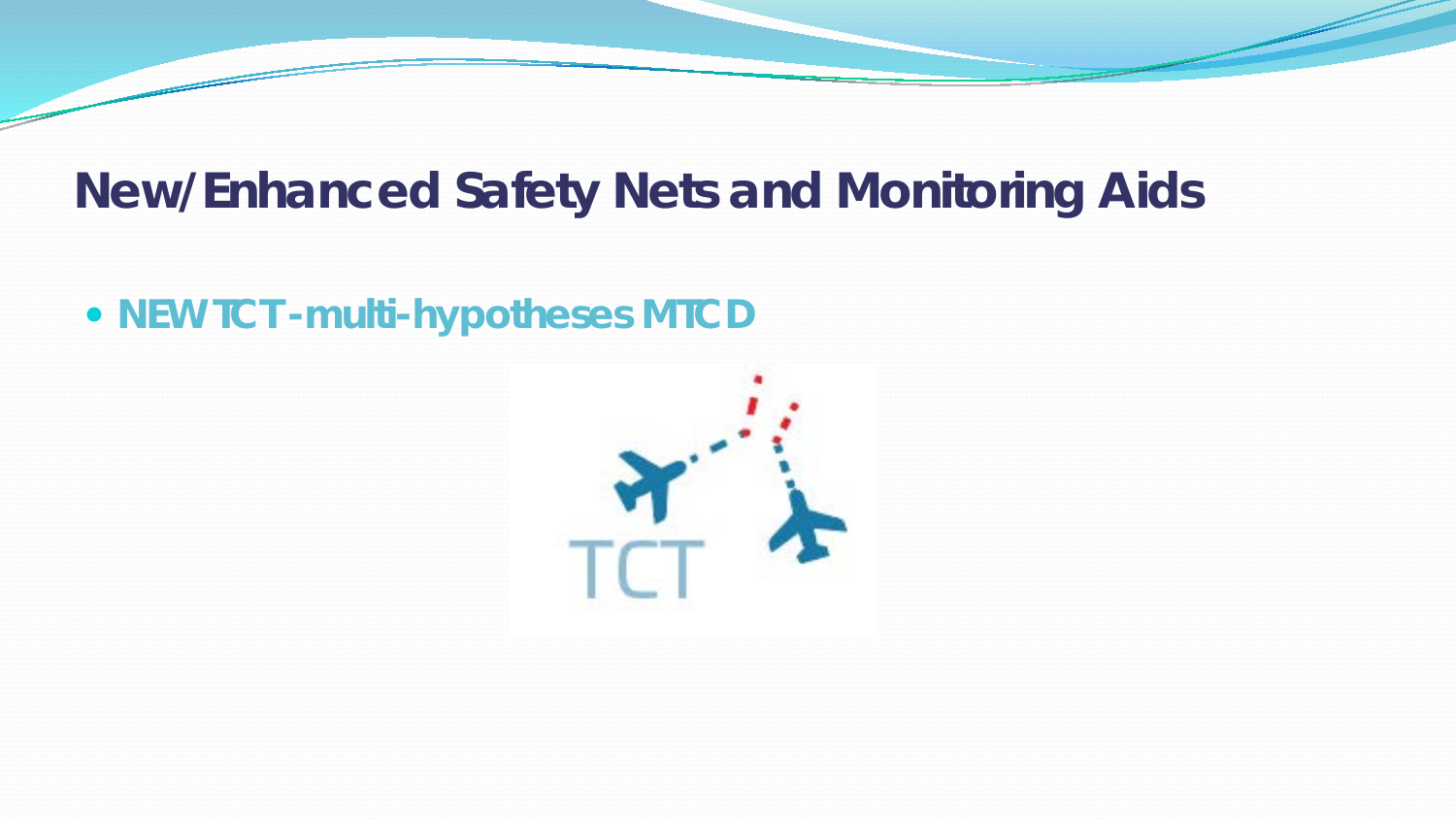# New/Enhanced Safety Nets and Monitoring Aids

- NEW TCT-multi-hypotheses MTCD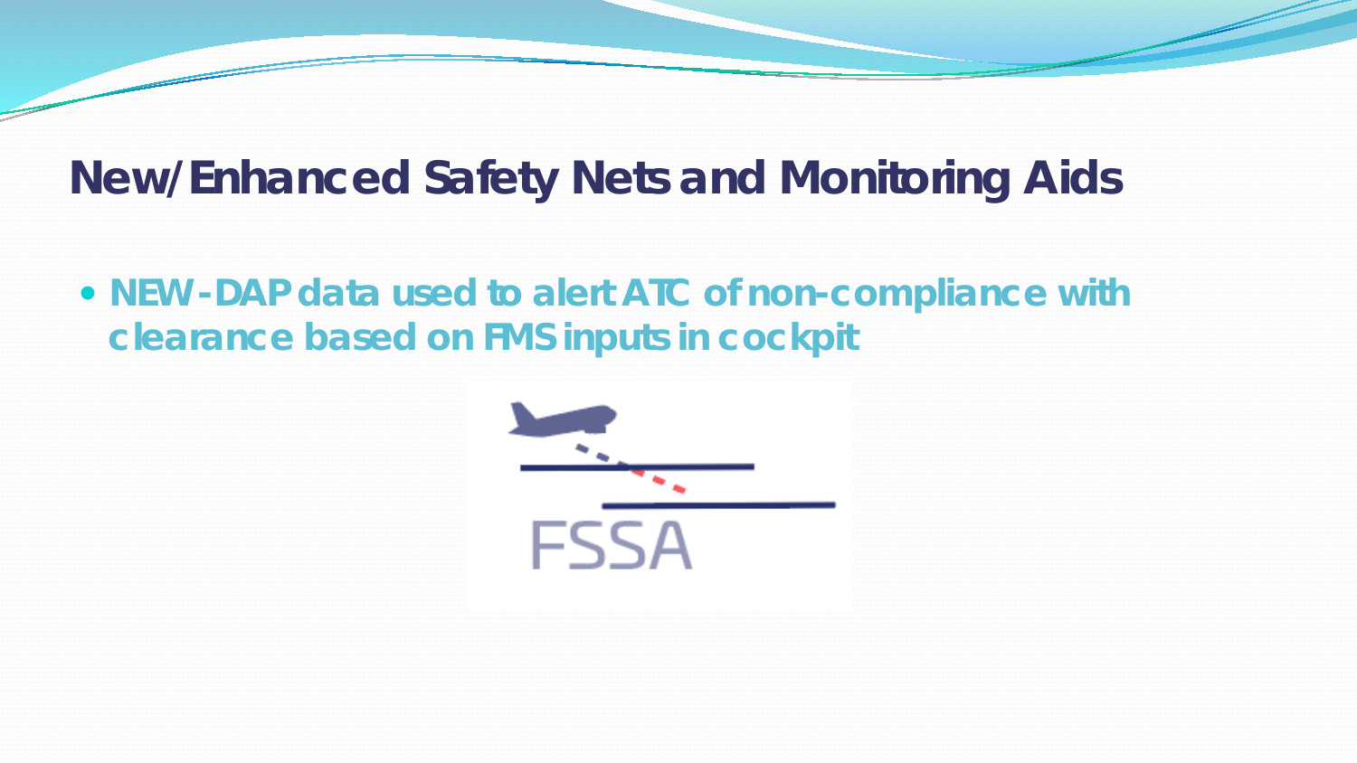# New/Enhanced Safety Nets and Monitoring Aids

- NEW - DAP data used to alert ATC of non-compliance with clearance based on FMS inputs in cockpit

FSSA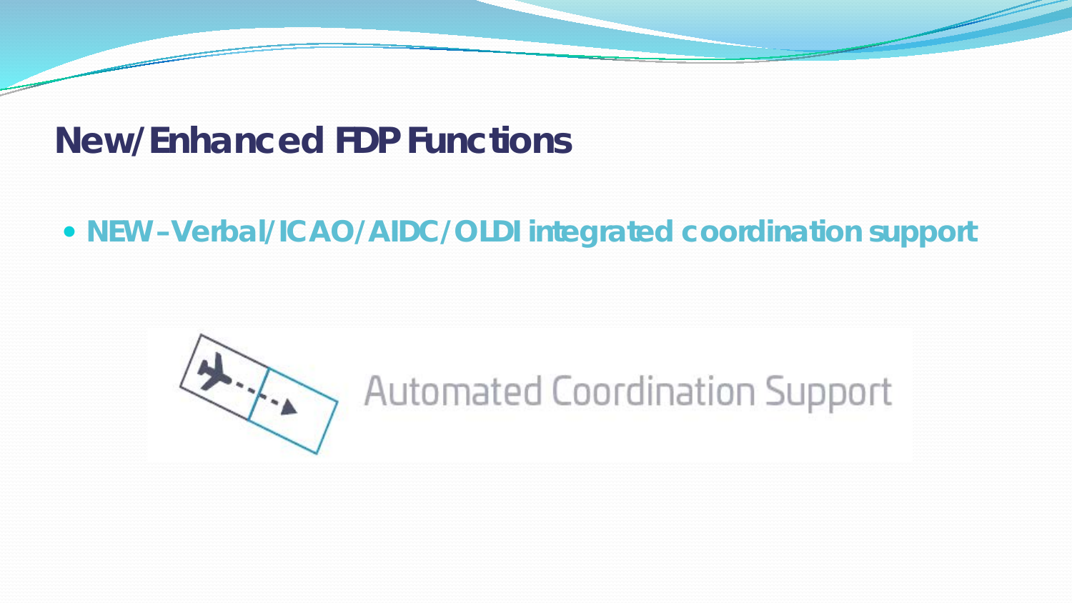# New/Enhanced FDP Functions

- NEW – Verbal/ICAO/AIDC/OLDI integrated coordination support

Automated Coordination Support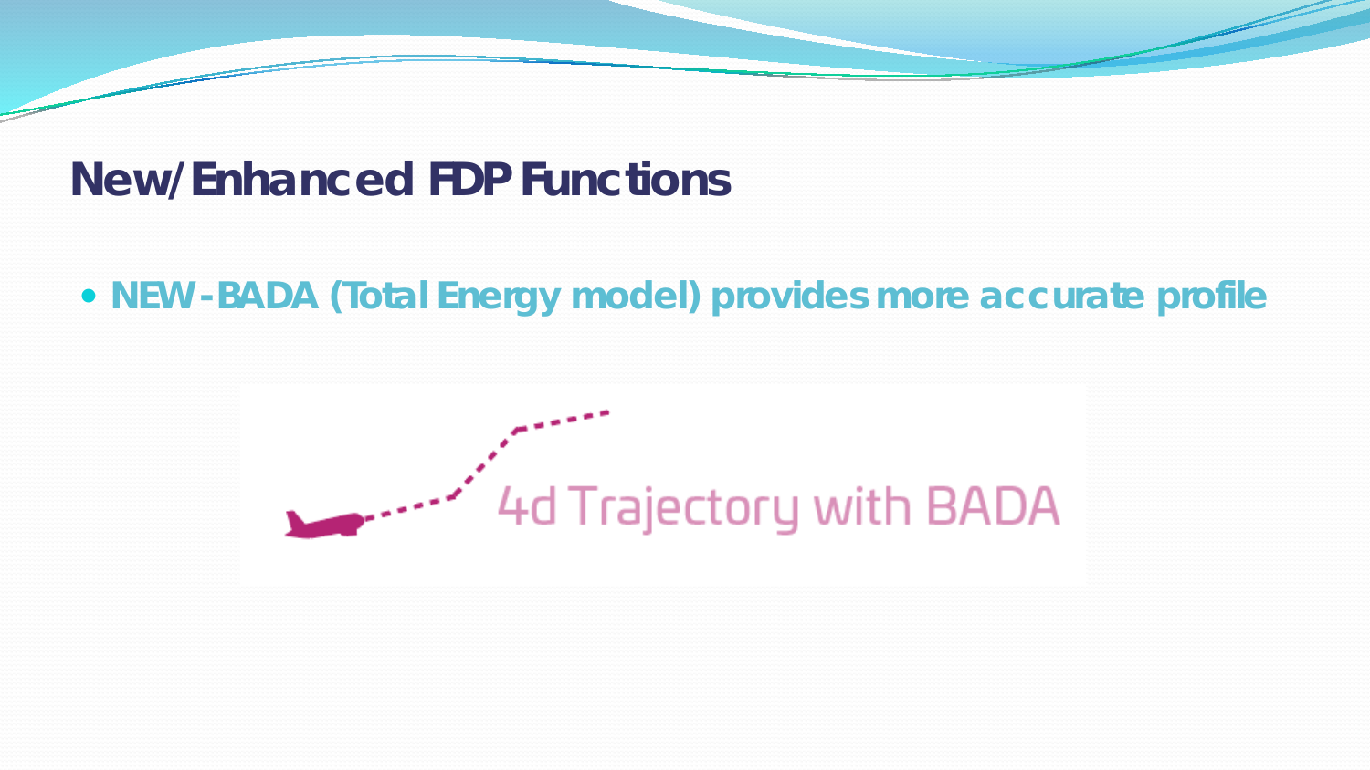## New/Enhanced FDP Functions

- **NEW - BADA (Total Energy model) provides more accurate profile**

4d Trajectory with BADA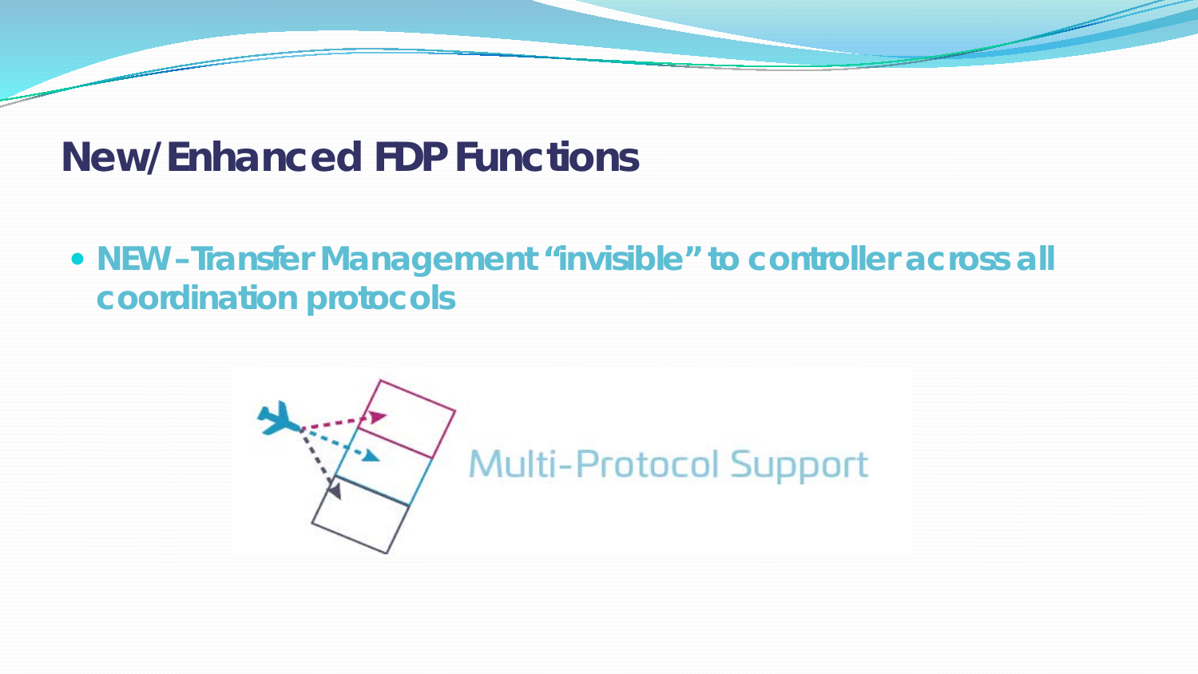## New/Enhanced FDP Functions

- **NEW – Transfer Management "invisible" to controller across all coordination protocols**

Multi-Protocol Support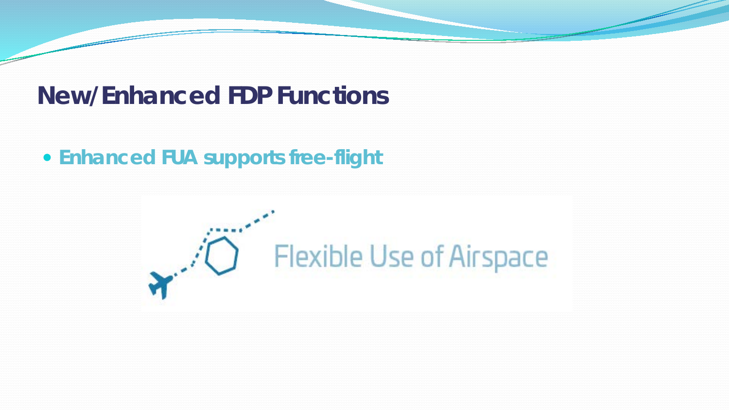# New/Enhanced FDP Functions

- **Enhanced FUA supports free-flight**

Flexible Use of Airspace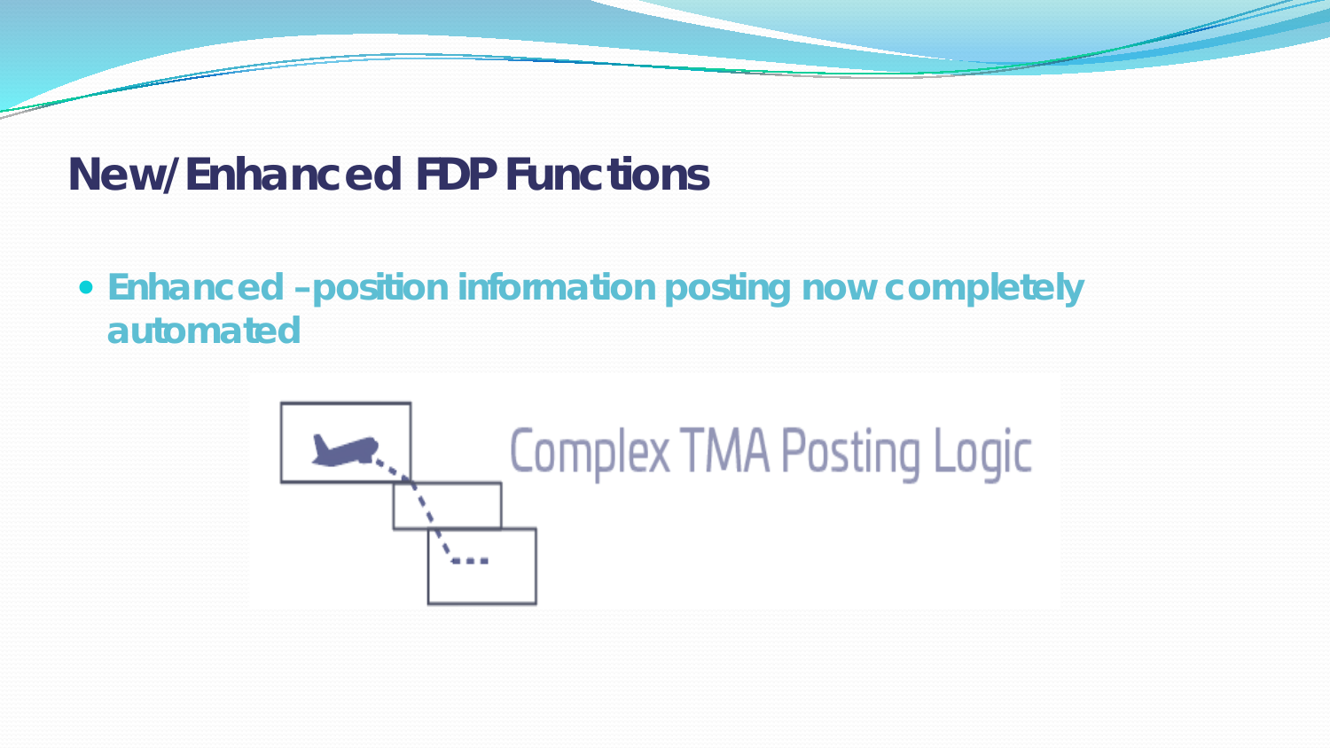# New/Enhanced FDP Functions

- **Enhanced – position information posting now completely automated**

Complex TMA Posting Logic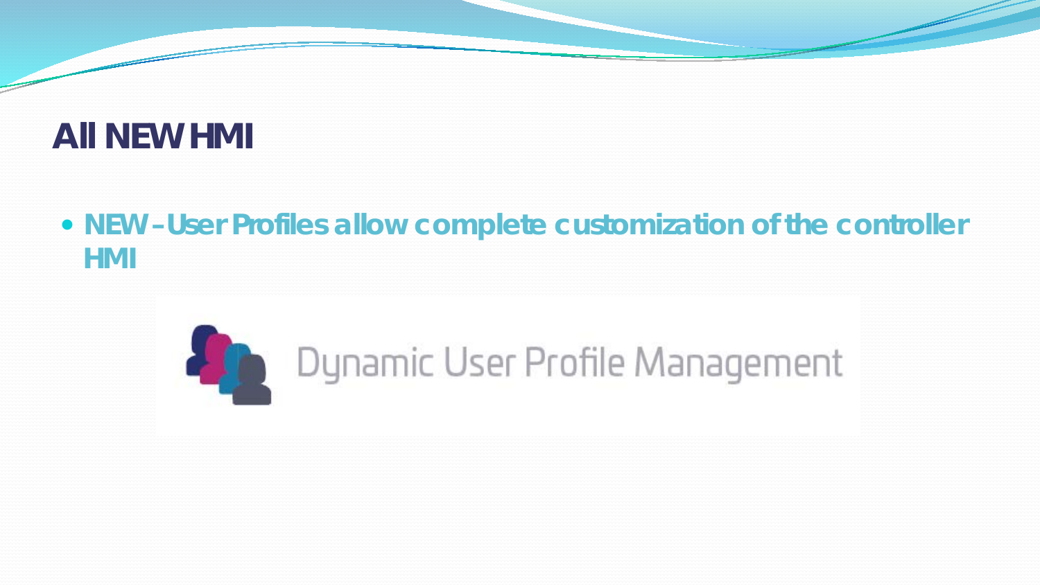# All NEW HMI

- **NEW – User Profiles allow complete customization of the controller HMI**

Dynamic User Profile Management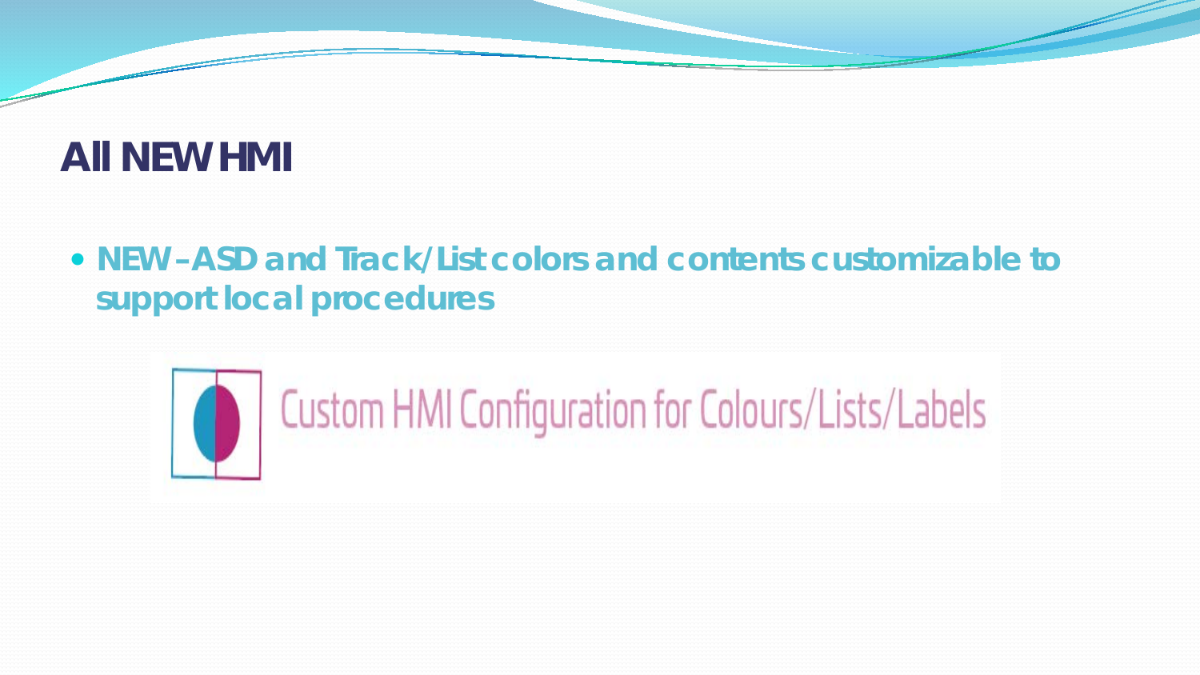# All NEW HMI

- **NEW – ASD and Track/List colors and contents customizable to support local procedures**

Custom HMI Configuration for Colours/Lists/Labels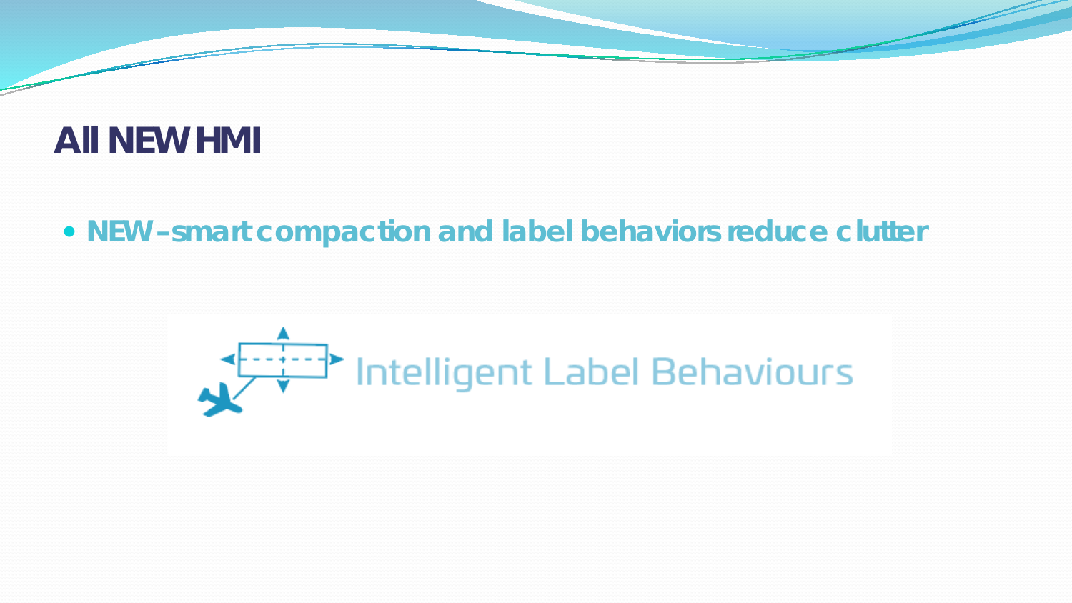# All NEW HMI

- NEW – smart compaction and label behaviors reduce clutter

Intelligent Label Behaviours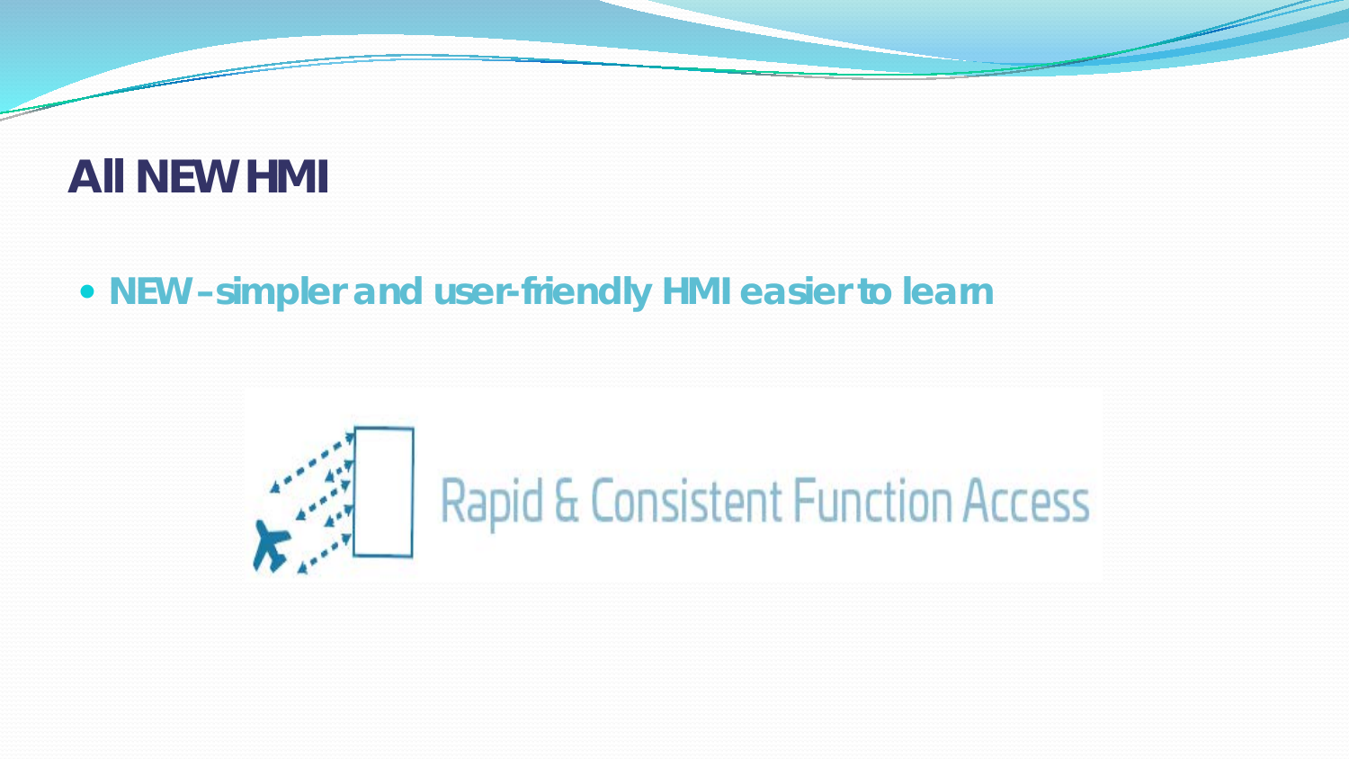# All NEW HMI

- **NEW – simpler and user-friendly HMI easier to learn**

Rapid & Consistent Function Access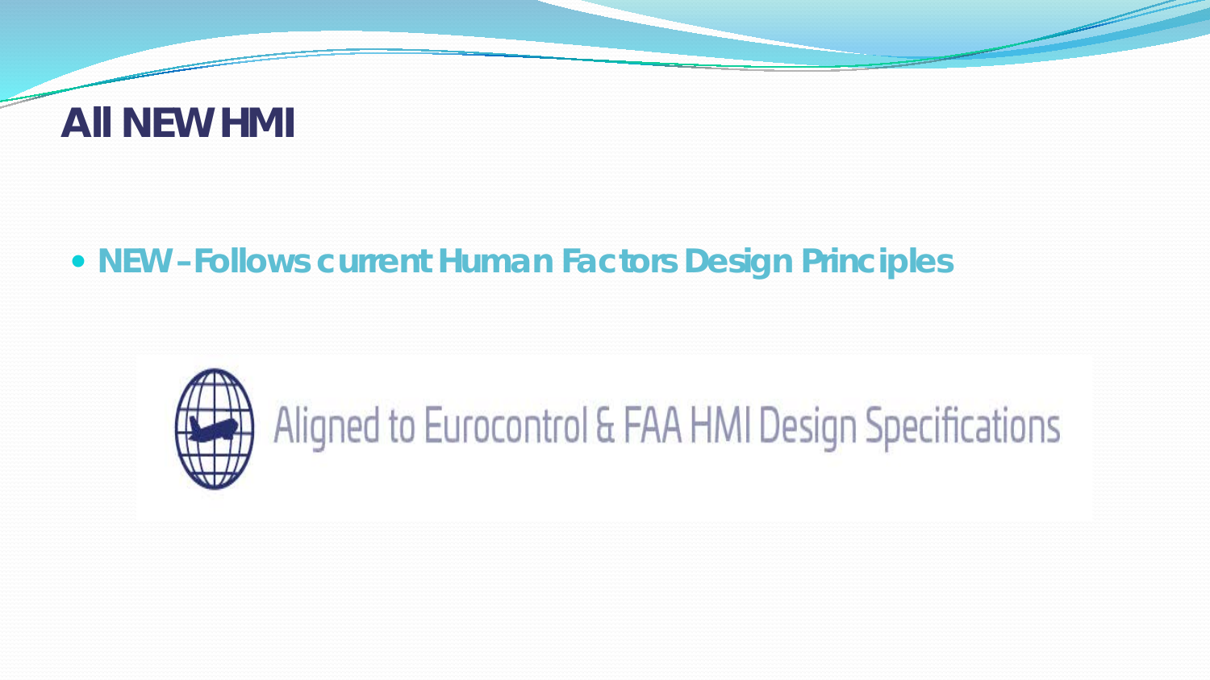# All NEW HMI

- **NEW – Follows current Human Factors Design Principles**

Aligned to Eurocontrol & FAA HMI Design Specifications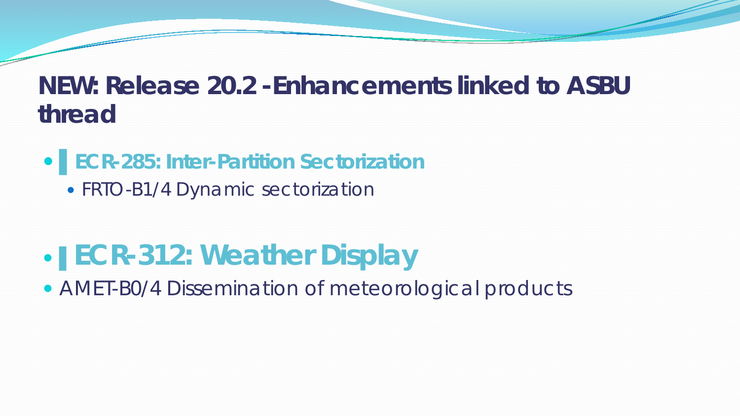# NEW: Release 20.2 - Enhancements linked to ASBU thread

- **ECR-285: Inter-Partition Sectorization**
  - FRTO-B1/4 Dynamic sectorization

- **ECR-312: Weather Display**
- AMET-B0/4 Dissemination of meteorological products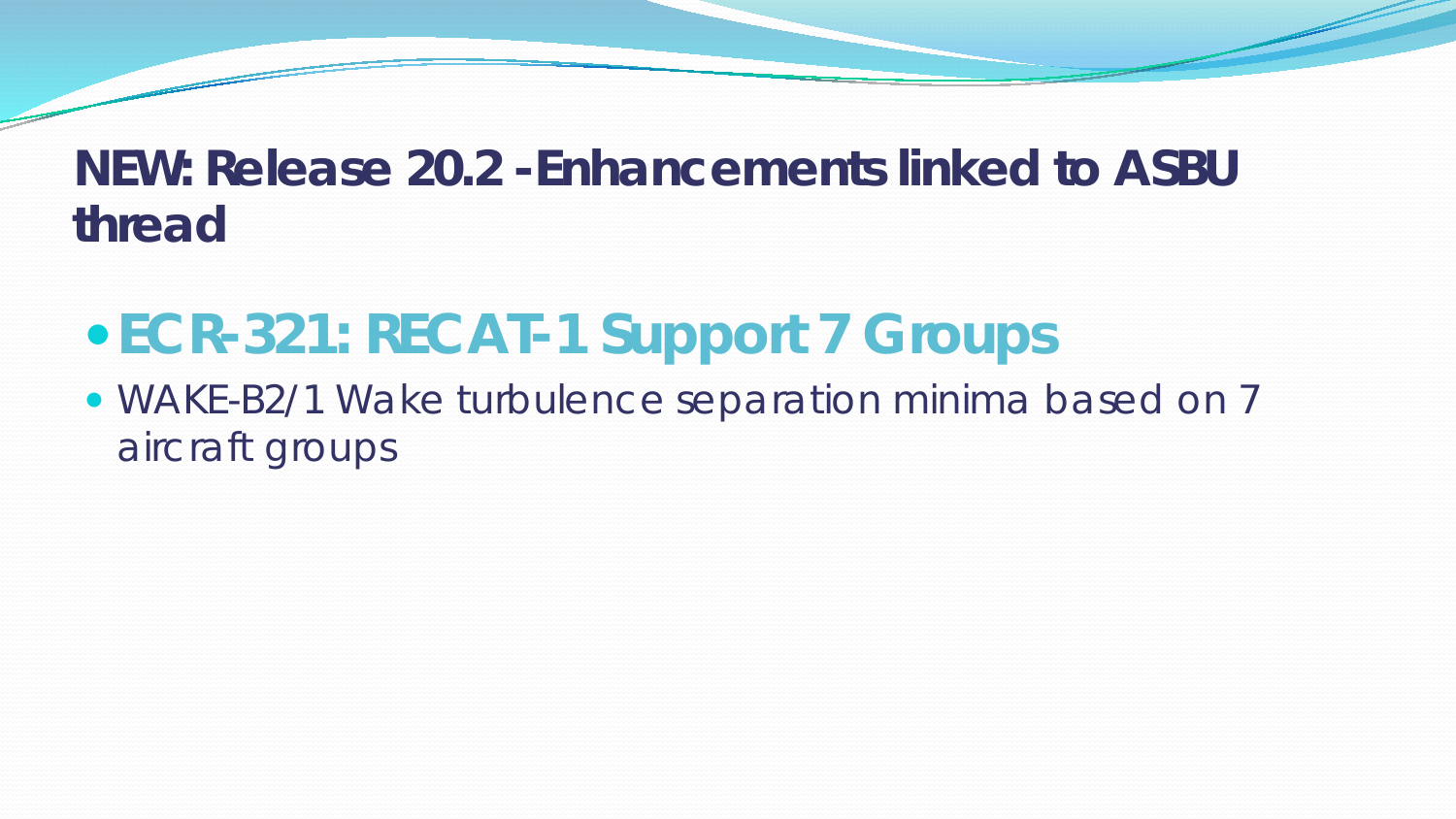# NEW: Release 20.2 - Enhancements linked to ASBU thread

- ## ECR-321: RECAT-1 Support 7 Groups
- WAKE-B2/1 Wake turbulence separation minima based on 7 aircraft groups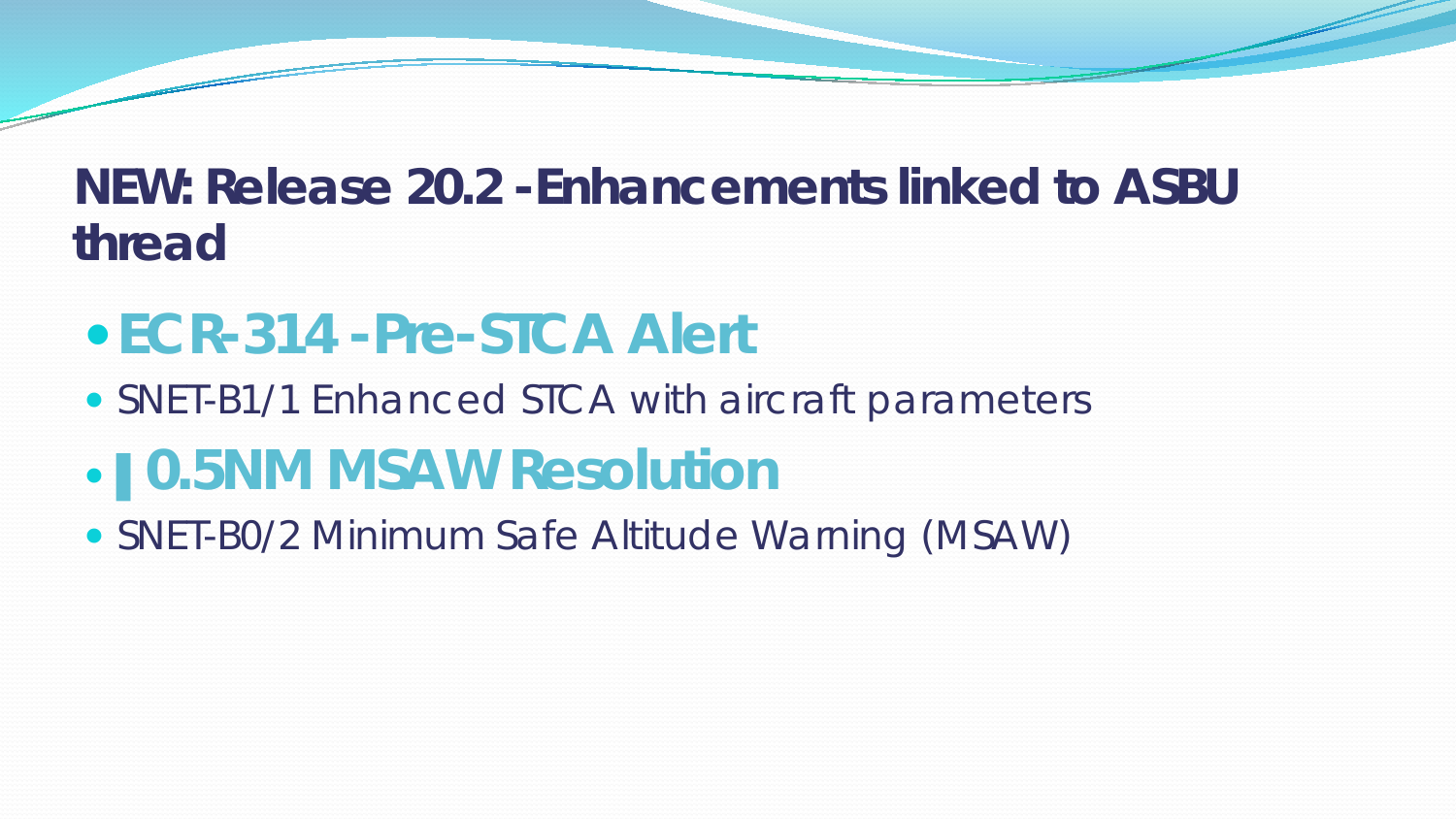## NEW: Release 20.2 - Enhancements linked to ASBU thread

- **ECR-314 - Pre-STCA Alert**
  - SNET-B1/1 Enhanced STCA with aircraft parameters
- **0.5NM MSAW Resolution**
  - SNET-B0/2 Minimum Safe Altitude Warning (MSAW)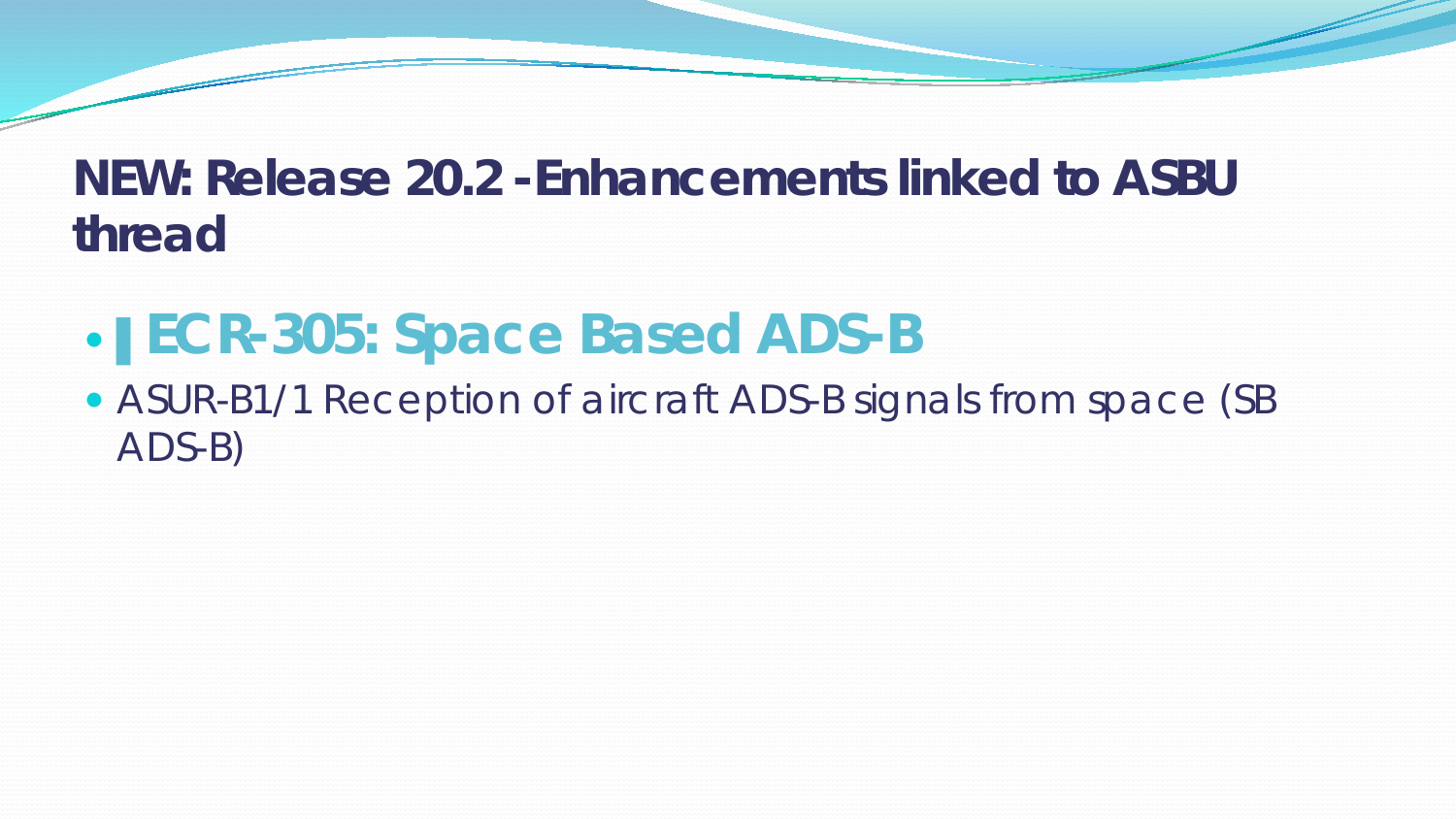# NEW: Release 20.2 - Enhancements linked to ASBU thread

- **ECR-305: Space Based ADS-B**
- ASUR-B1/1 Reception of aircraft ADS-B signals from space (SB ADS-B)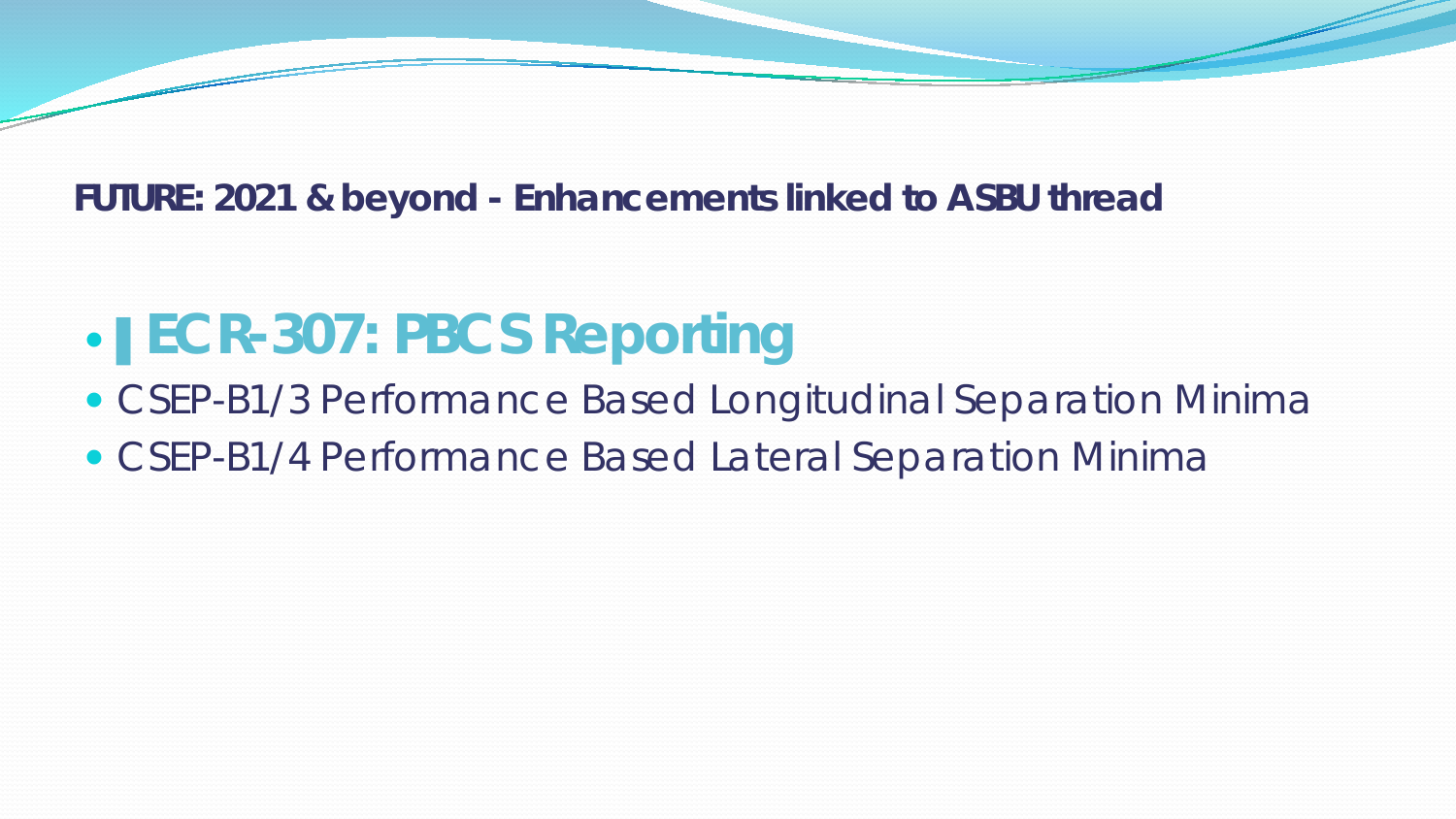## FUTURE: 2021 & beyond - Enhancements linked to ASBU thread

- **ECR-307: PBCS Reporting**
- CSEP-B1/3 Performance Based Longitudinal Separation Minima
- CSEP-B1/4 Performance Based Lateral Separation Minima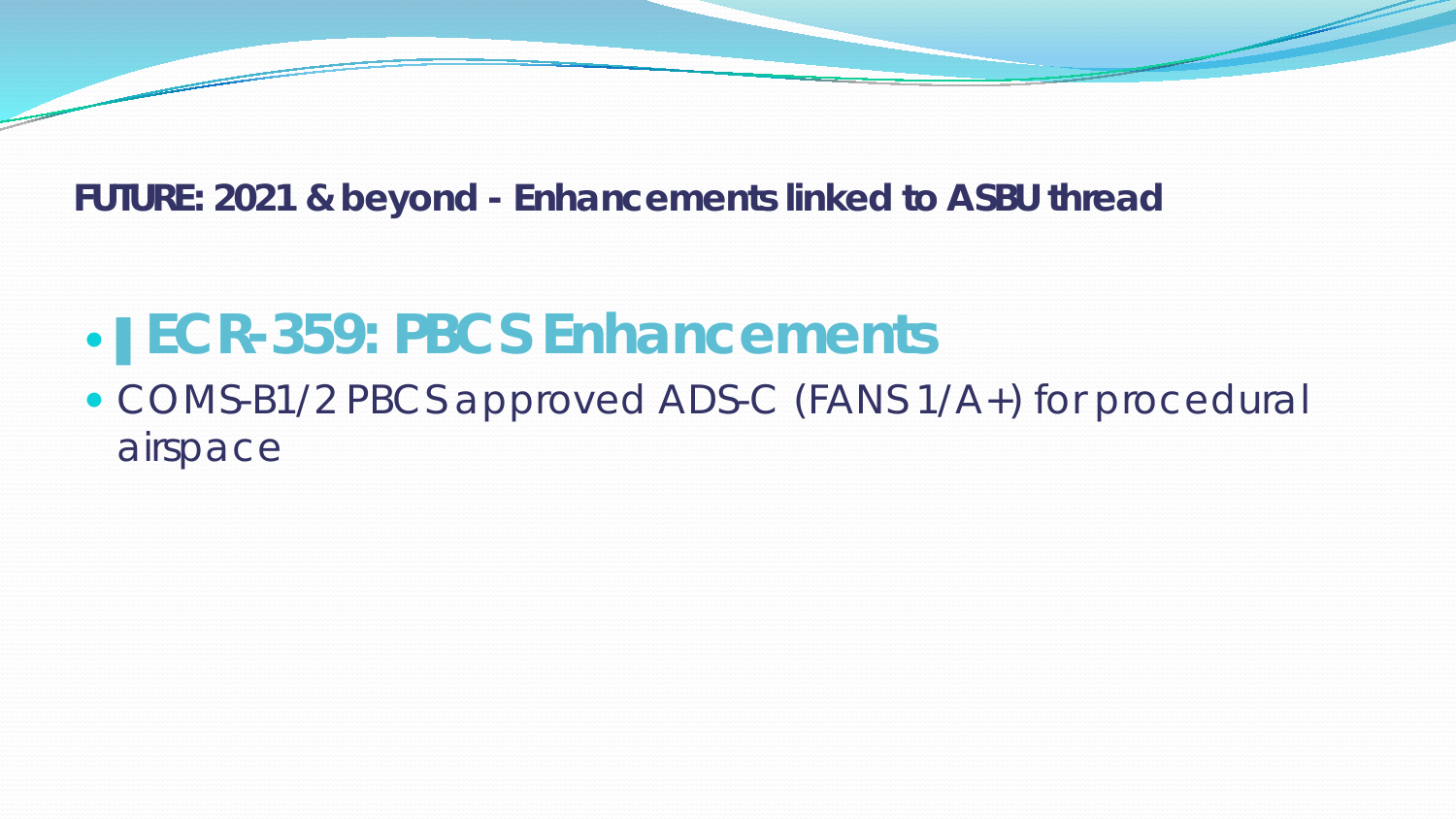**FUTURE: 2021 & beyond - Enhancements linked to ASBU thread**

- **ECR-359: PBCS Enhancements**
- COMS-B1/2 PBCS approved ADS-C (FANS 1/A+) for procedural airspace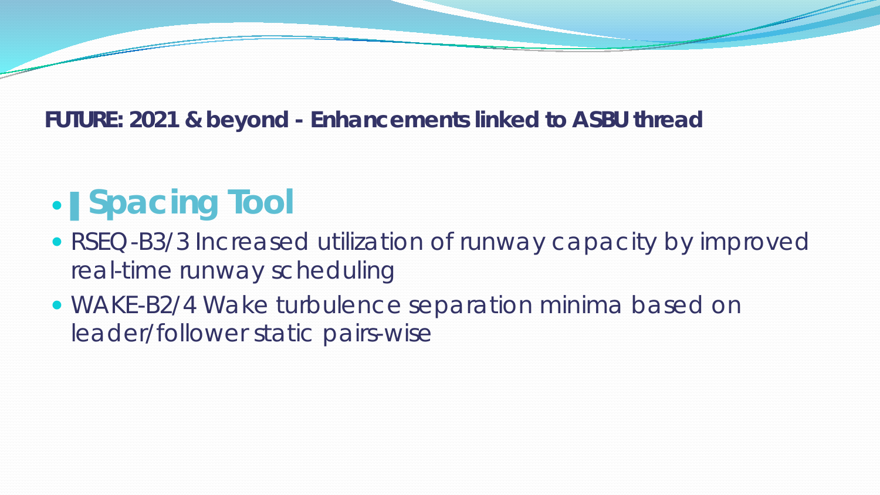**FUTURE: 2021 & beyond - Enhancements linked to ASBU thread**

- **Spacing Tool**
- RSEQ-B3/3 Increased utilization of runway capacity by improved real-time runway scheduling
- WAKE-B2/4 Wake turbulence separation minima based on leader/follower static pairs-wise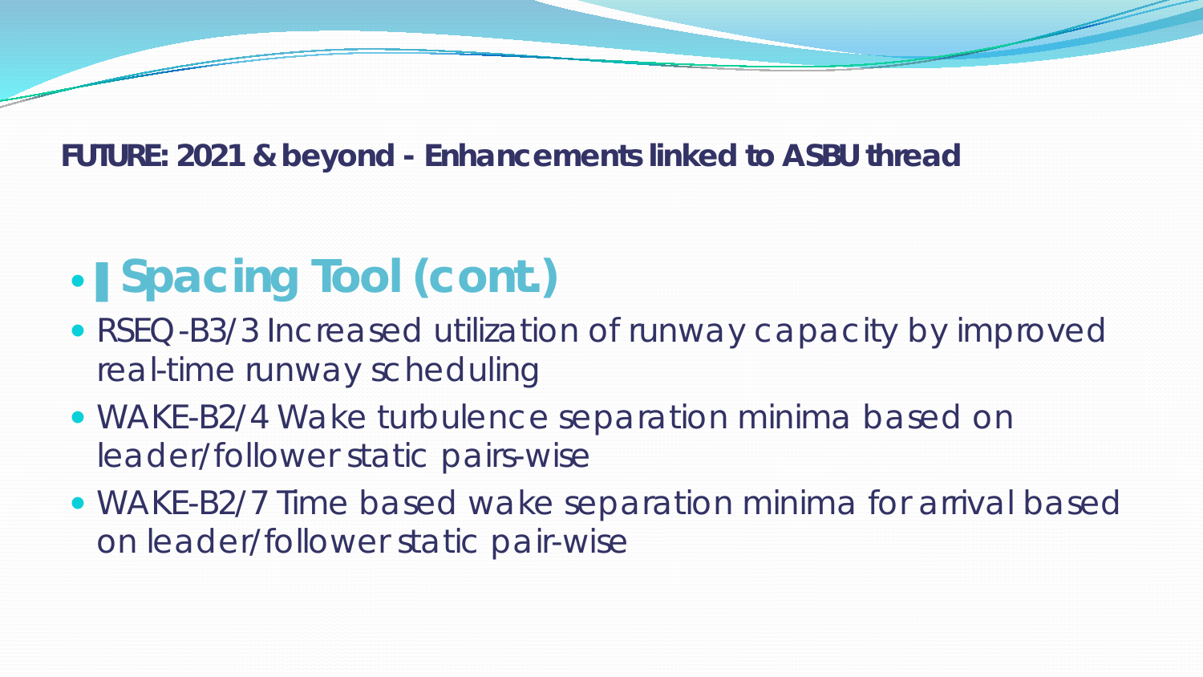**FUTURE: 2021 & beyond - Enhancements linked to ASBU thread**

## Spacing Tool (cont.)

- RSEQ-B3/3 Increased utilization of runway capacity by improved real-time runway scheduling
- WAKE-B2/4 Wake turbulence separation minima based on leader/follower static pairs-wise
- WAKE-B2/7 Time based wake separation minima for arrival based on leader/follower static pair-wise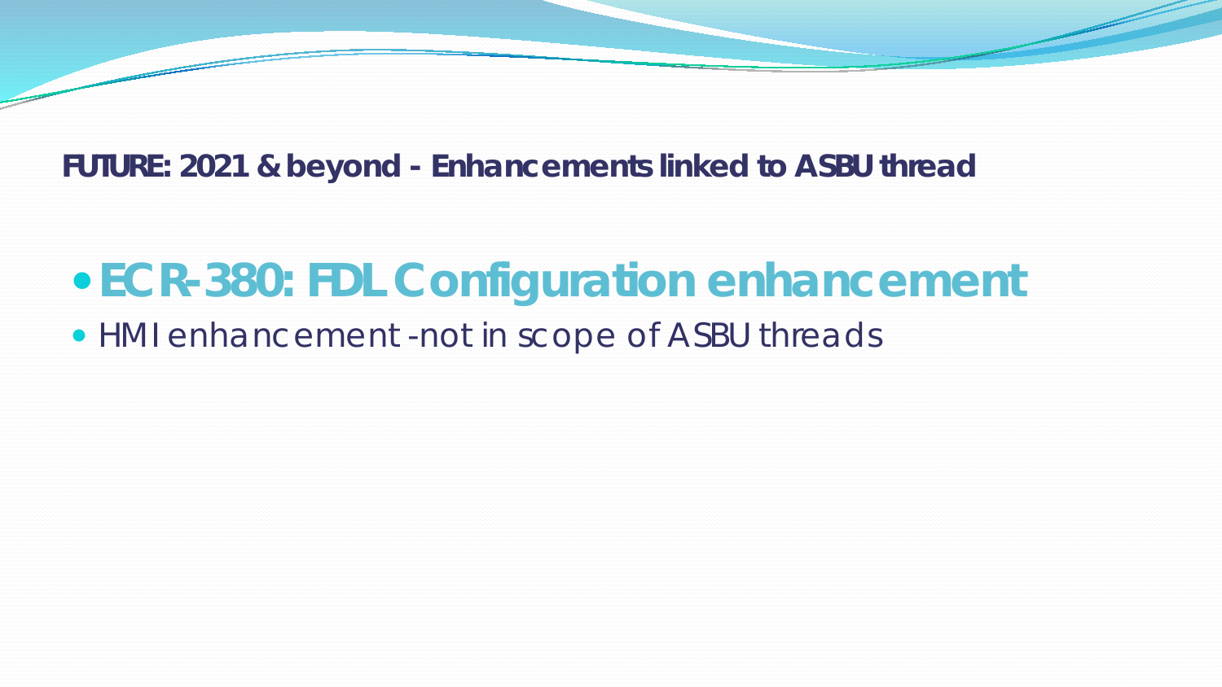**FUTURE: 2021 & beyond - Enhancements linked to ASBU thread**

- ## ECR-380: FDL Configuration enhancement
- HMI enhancement -not in scope of ASBU threads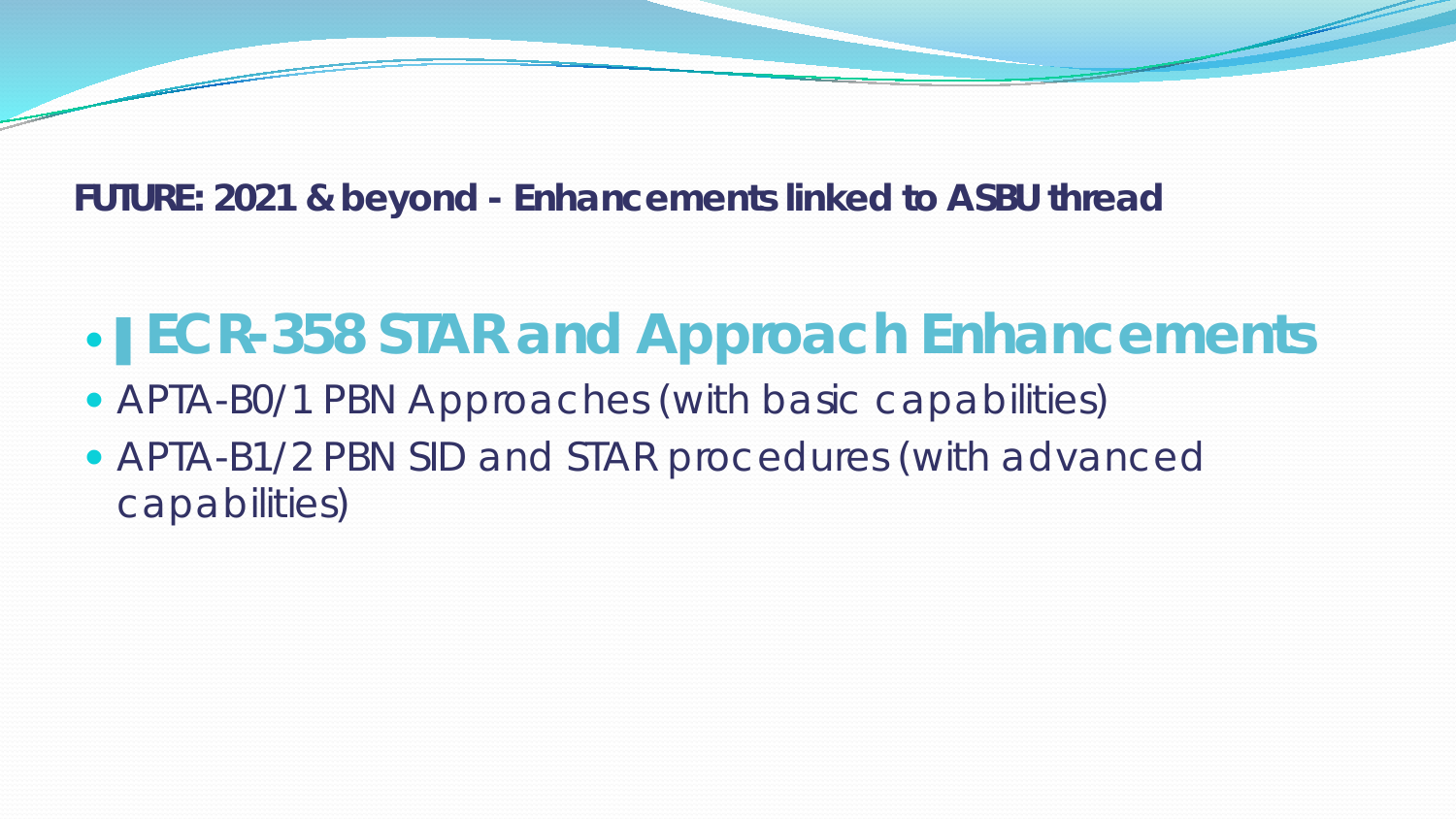**FUTURE: 2021 & beyond - Enhancements linked to ASBU thread**

- **ECR-358 STAR and Approach Enhancements**
- APTA-B0/1 PBN Approaches (with basic capabilities)
- APTA-B1/2 PBN SID and STAR procedures (with advanced capabilities)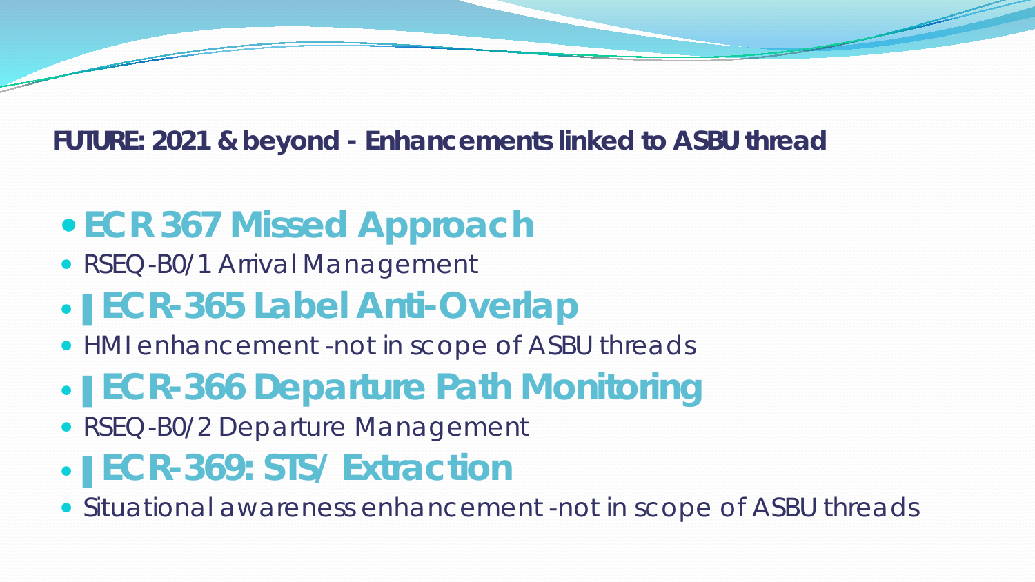**FUTURE: 2021 & beyond - Enhancements linked to ASBU thread**

- **ECR 367 Missed Approach**
- RSEQ-B0/1 Arrival Management
- **| ECR-365 Label Anti-Overlap**
- HMI enhancement -not in scope of ASBU threads
- **| ECR-366 Departure Path Monitoring**
- RSEQ-B0/2 Departure Management
- **| ECR-369: STS/ Extraction**
- Situational awareness enhancement -not in scope of ASBU threads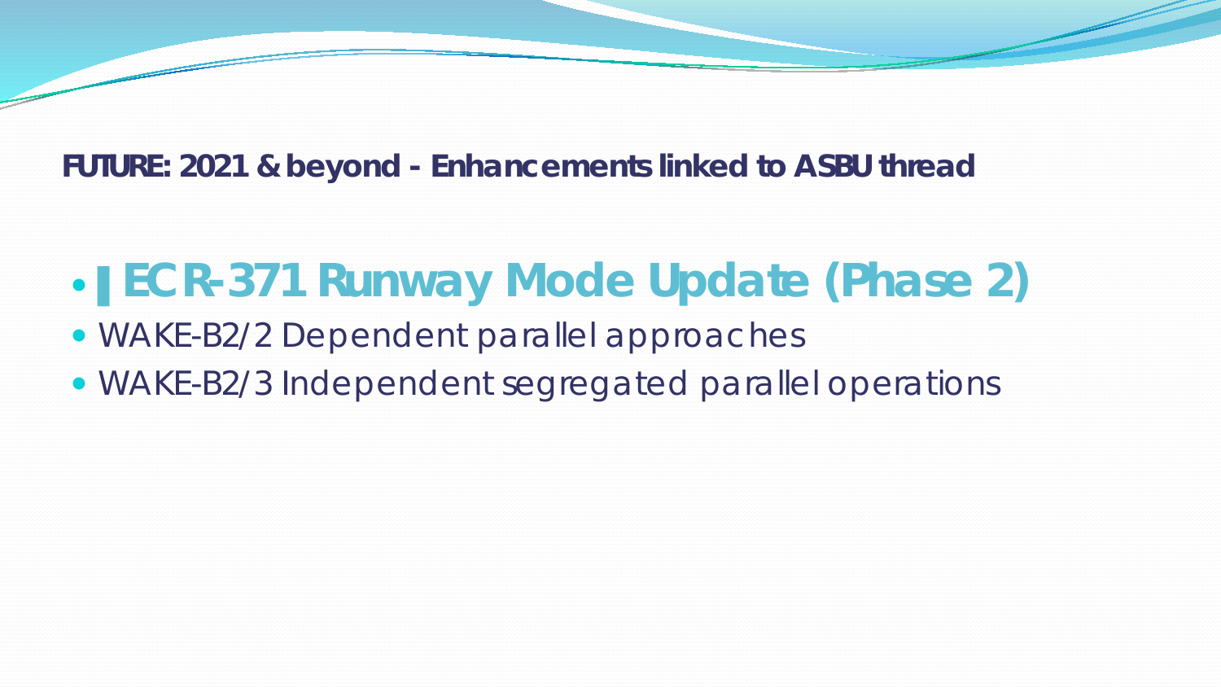**FUTURE: 2021 & beyond - Enhancements linked to ASBU thread**

- **ECR-371 Runway Mode Update (Phase 2)**
- WAKE-B2/2 Dependent parallel approaches
- WAKE-B2/3 Independent segregated parallel operations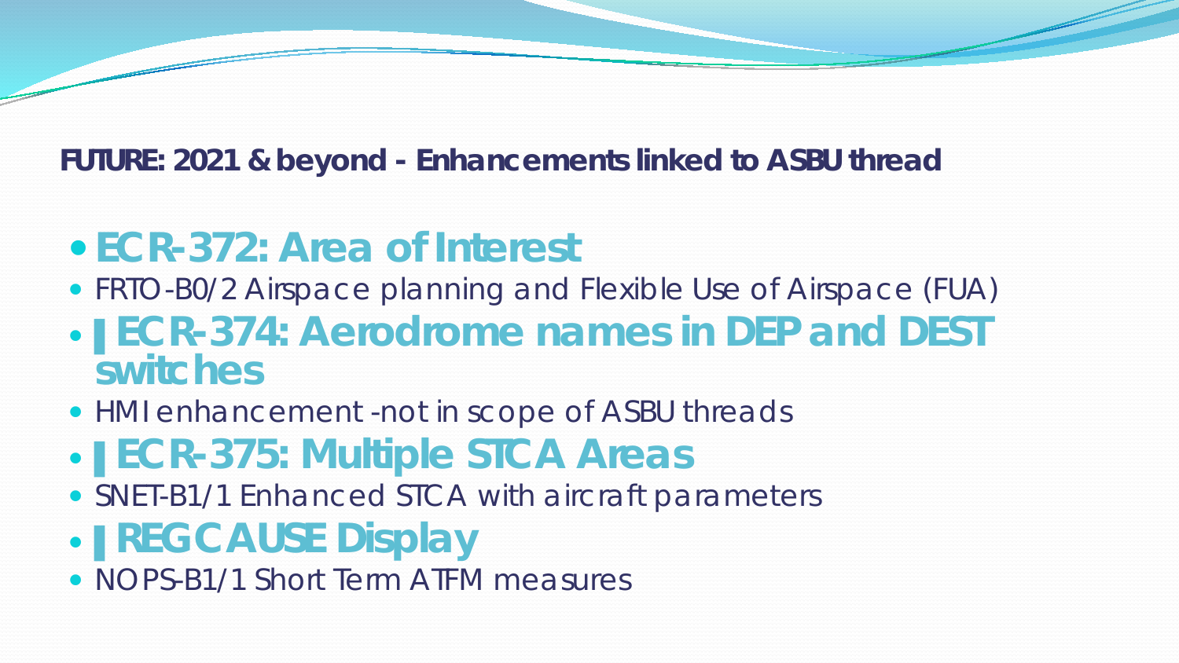**FUTURE: 2021 & beyond - Enhancements linked to ASBU thread**

- **ECR-372: Area of Interest**
- FRTO-B0/2 Airspace planning and Flexible Use of Airspace (FUA)
- **ECR-374: Aerodrome names in DEP and DEST switches**
- HMI enhancement -not in scope of ASBU threads
- **ECR-375: Multiple STCA Areas**
- SNET-B1/1 Enhanced STCA with aircraft parameters
- **REGCAUSE Display**
- NOPS-B1/1 Short Term ATFM measures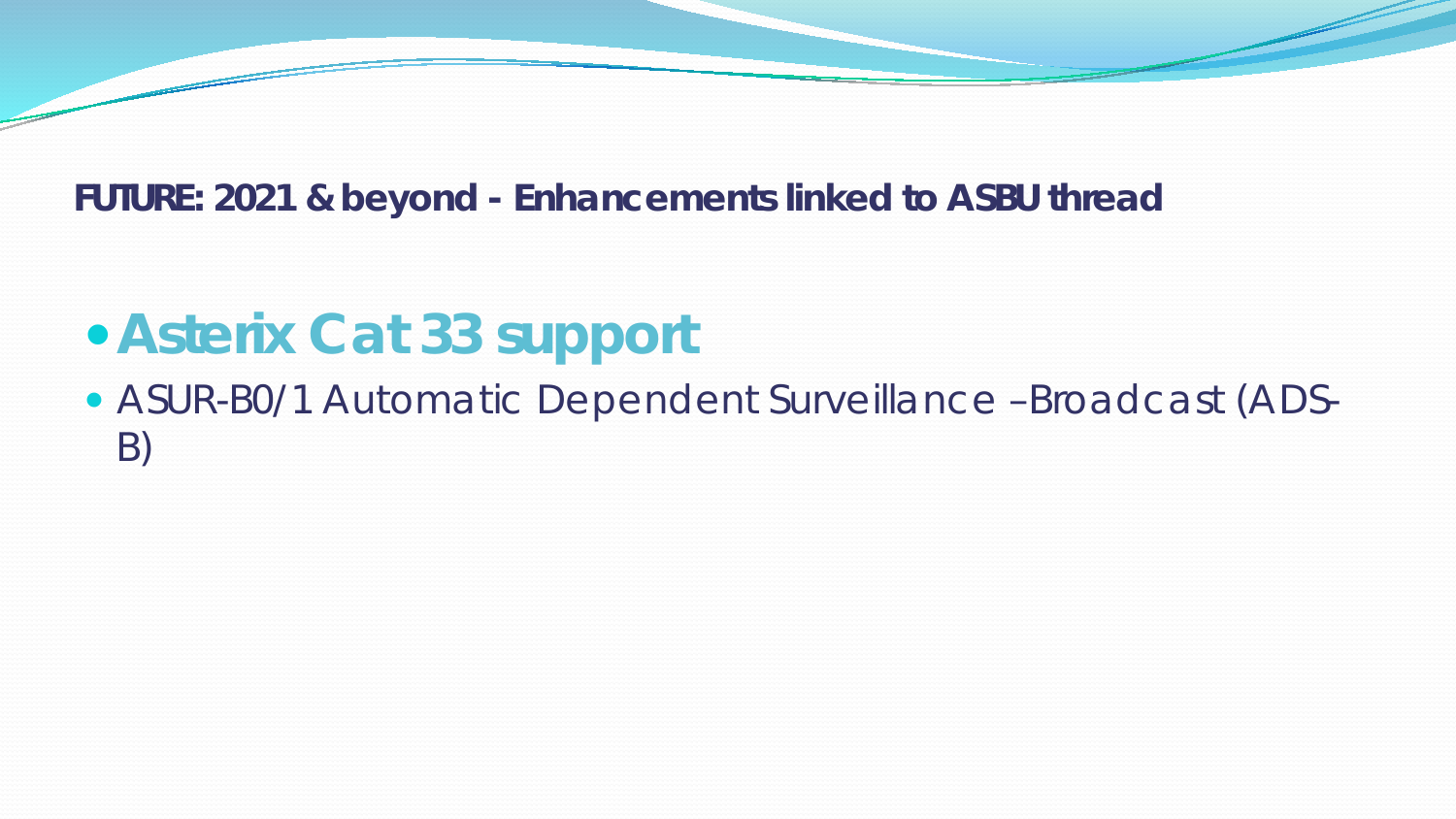**FUTURE: 2021 & beyond - Enhancements linked to ASBU thread**

- **Asterix Cat 33 support**
- ASUR-B0/1 Automatic Dependent Surveillance –Broadcast (ADS-B)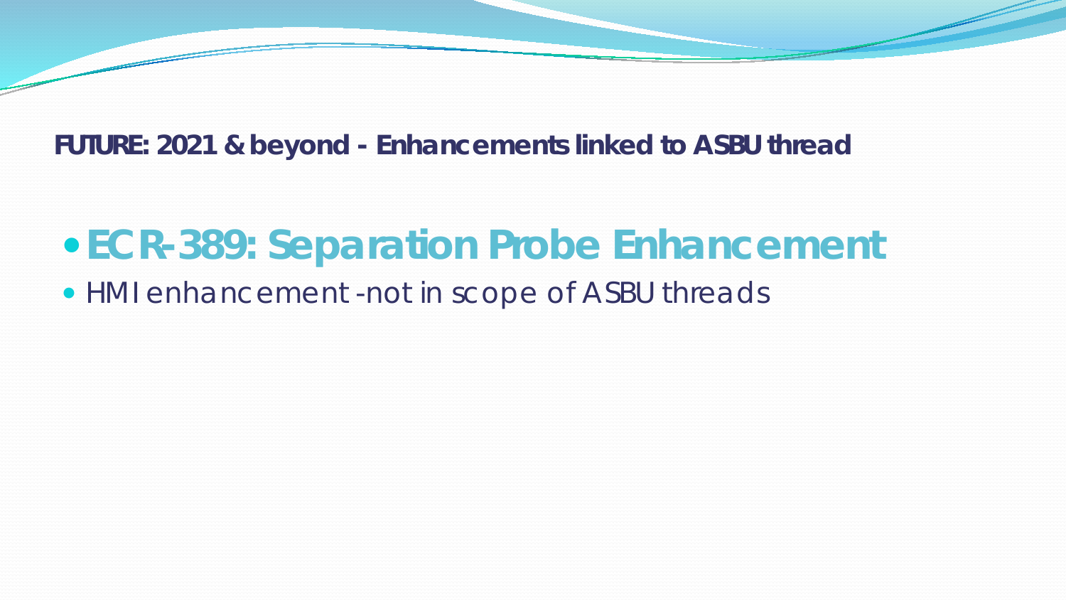**FUTURE: 2021 & beyond - Enhancements linked to ASBU thread**

- **ECR-389: Separation Probe Enhancement**
  - HMI enhancement -not in scope of ASBU threads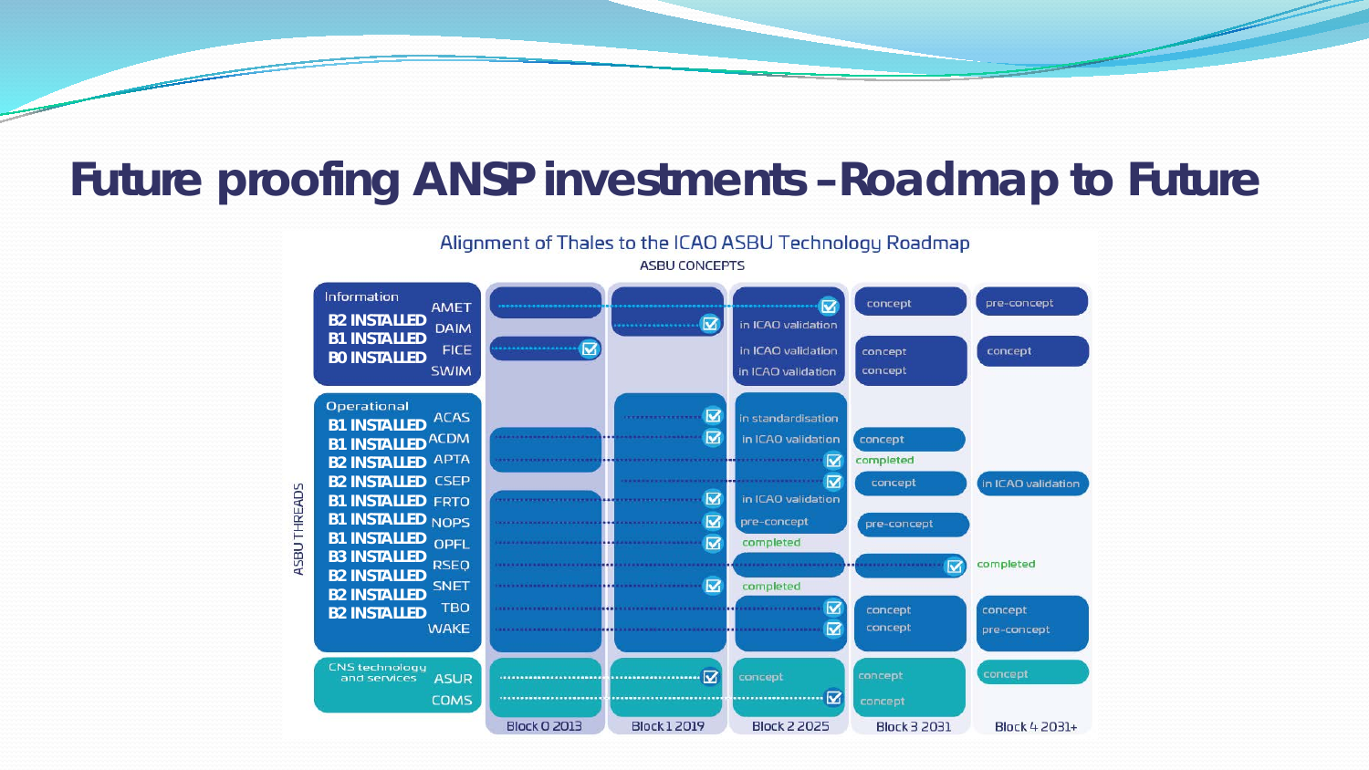# Future proofing ANSP investments – Roadmap to Future

Alignment of Thales to the ICAO ASBU Technology Roadmap

ASBU CONCEPTS

| ASBU THREADS | | Block 0 2013 | Block 1 2019 | Block 2 2025 | Block 3 2031 | Block 4 2031+ |
|---|---|---|---|---|---|---|
| Information | AMET | | | ☑ | concept | pre-concept |
| B2 INSTALLED | DAIM | | ☑ | in ICAO validation | | |
| B1 INSTALLED | FICE | ☑ | | in ICAO validation | concept | concept |
| B0 INSTALLED | SWIM | | | in ICAO validation | concept | |
| Operational | | | | | | |
| B1 INSTALLED | ACAS | | ☑ | in standardisation | | |
| B1 INSTALLED | ACDM | | ☑ | in ICAO validation | concept | |
| B2 INSTALLED | APTA | | | ☑ | completed | |
| B2 INSTALLED | CSEP | | | ☑ | concept | in ICAO validation |
| B1 INSTALLED | FRTO | | ☑ | in ICAO validation | | |
| B1 INSTALLED | NOPS | | ☑ | pre-concept | pre-concept | |
| B1 INSTALLED | OPFL | | ☑ | completed | | |
| B3 INSTALLED | RSEQ | | | | ☑ | completed |
| B2 INSTALLED | SNET | | ☑ | completed | | |
| B2 INSTALLED | TBO | | | ☑ | concept | concept |
| | WAKE | | | ☑ | concept | pre-concept |
| CNS technology and services | ASUR | | ☑ | concept | concept | concept |
| | COMS | | | ☑ | concept | |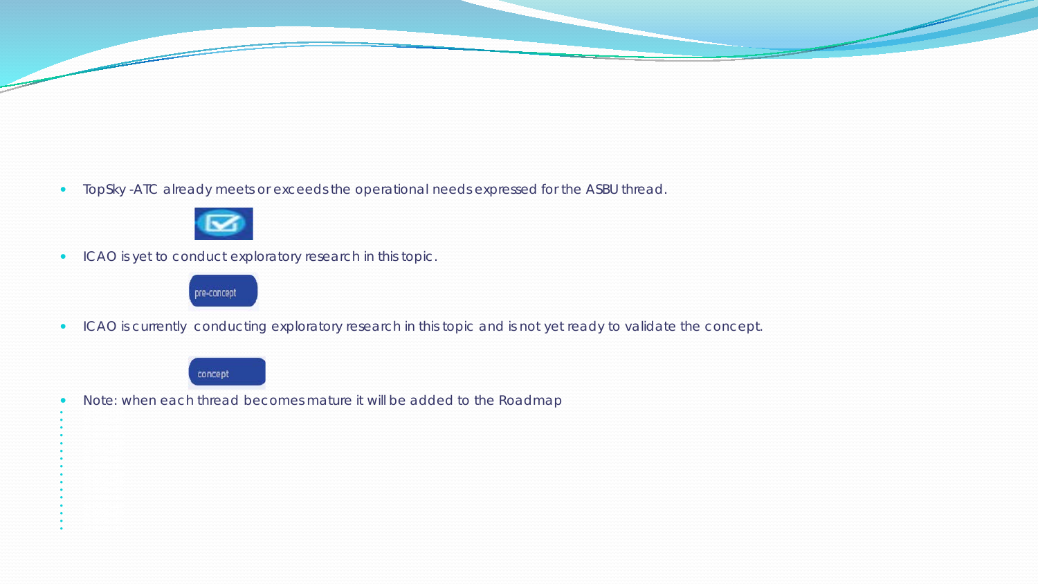- TopSky -ATC already meets or exceeds the operational needs expressed for the ASBU thread.
- ICAO is yet to conduct exploratory research in this topic.

pre-concept

- ICAO is currently conducting exploratory research in this topic and is not yet ready to validate the concept.

concept

- Note: when each thread becomes mature it will be added to the Roadmap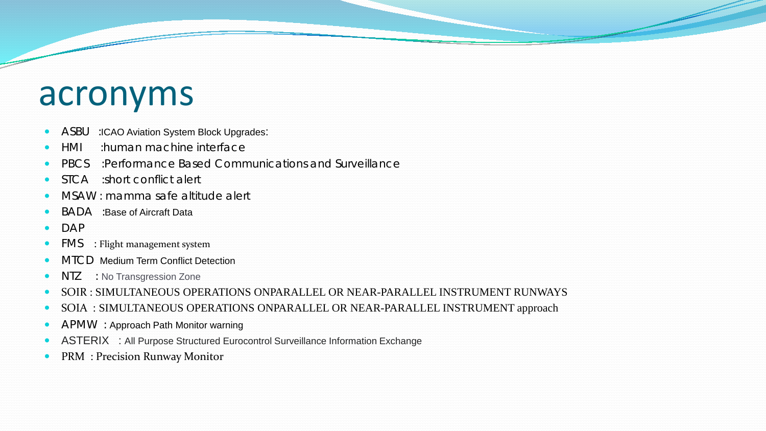# acronyms

- ASBU :ICAO Aviation System Block Upgrades:
- HMI :human machine interface
- PBCS :Performance Based Communications and Surveillance
- STCA :short conflict alert
- MSAW : mamma safe altitude alert
- BADA :Base of Aircraft Data
- DAP
- FMS : Flight management system
- MTCD Medium Term Conflict Detection
- NTZ : No Transgression Zone
- SOIR : SIMULTANEOUS OPERATIONS ONPARALLEL OR NEAR-PARALLEL INSTRUMENT RUNWAYS
- SOIA : SIMULTANEOUS OPERATIONS ONPARALLEL OR NEAR-PARALLEL INSTRUMENT approach
- APMW : Approach Path Monitor warning
- ASTERIX : All Purpose Structured Eurocontrol Surveillance Information Exchange
- PRM : Precision Runway Monitor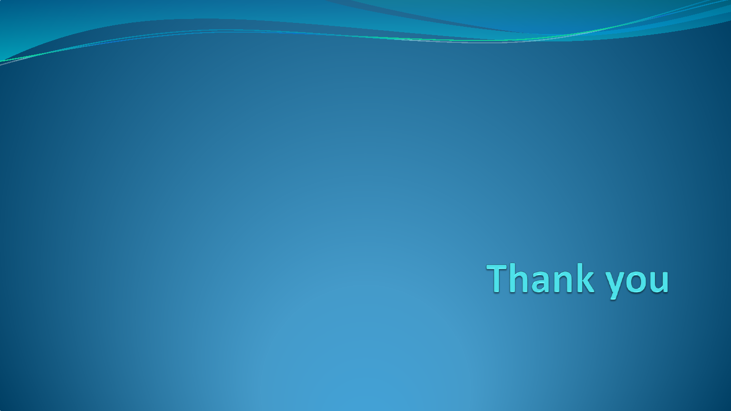# Thank you